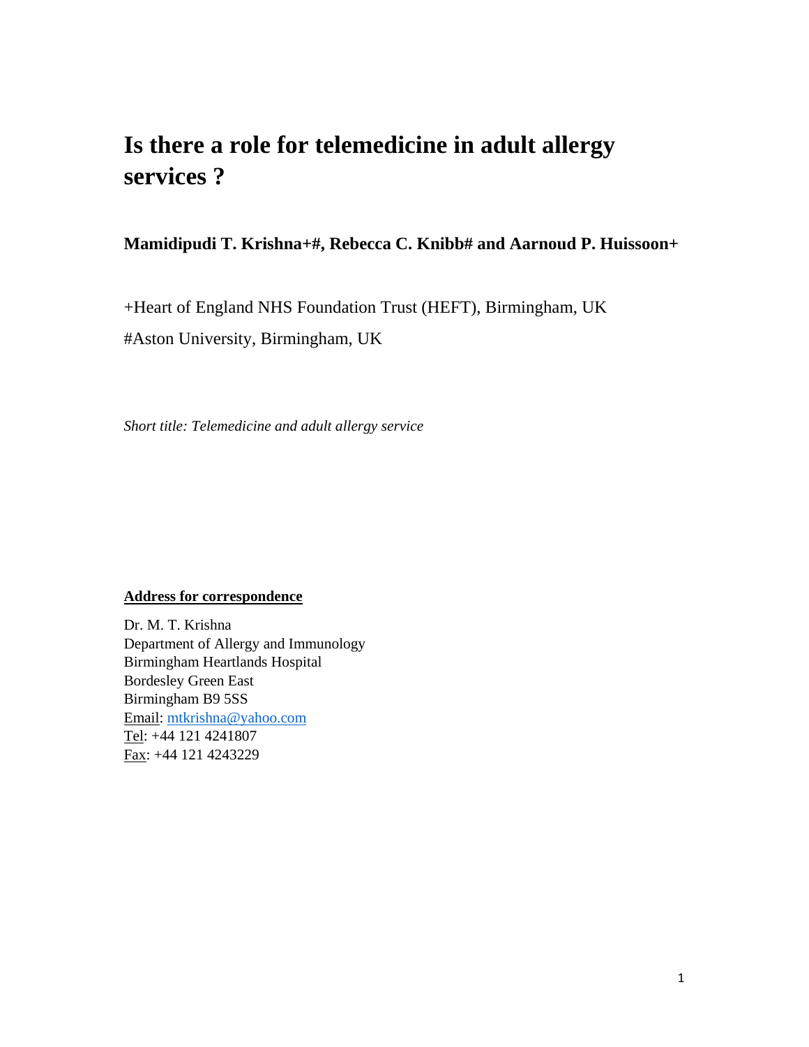# Is there a role for telemedicine in adult allergy services ?

**Mamidipudi T. Krishna+#, Rebecca C. Knibb# and Aarnoud P. Huissoon+**

+Heart of England NHS Foundation Trust (HEFT), Birmingham, UK

#Aston University, Birmingham, UK

*Short title: Telemedicine and adult allergy service*

**Address for correspondence**

Dr. M. T. Krishna
Department of Allergy and Immunology
Birmingham Heartlands Hospital
Bordesley Green East
Birmingham B9 5SS
Email: mtkrishna@yahoo.com
Tel: +44 121 4241807
Fax: +44 121 4243229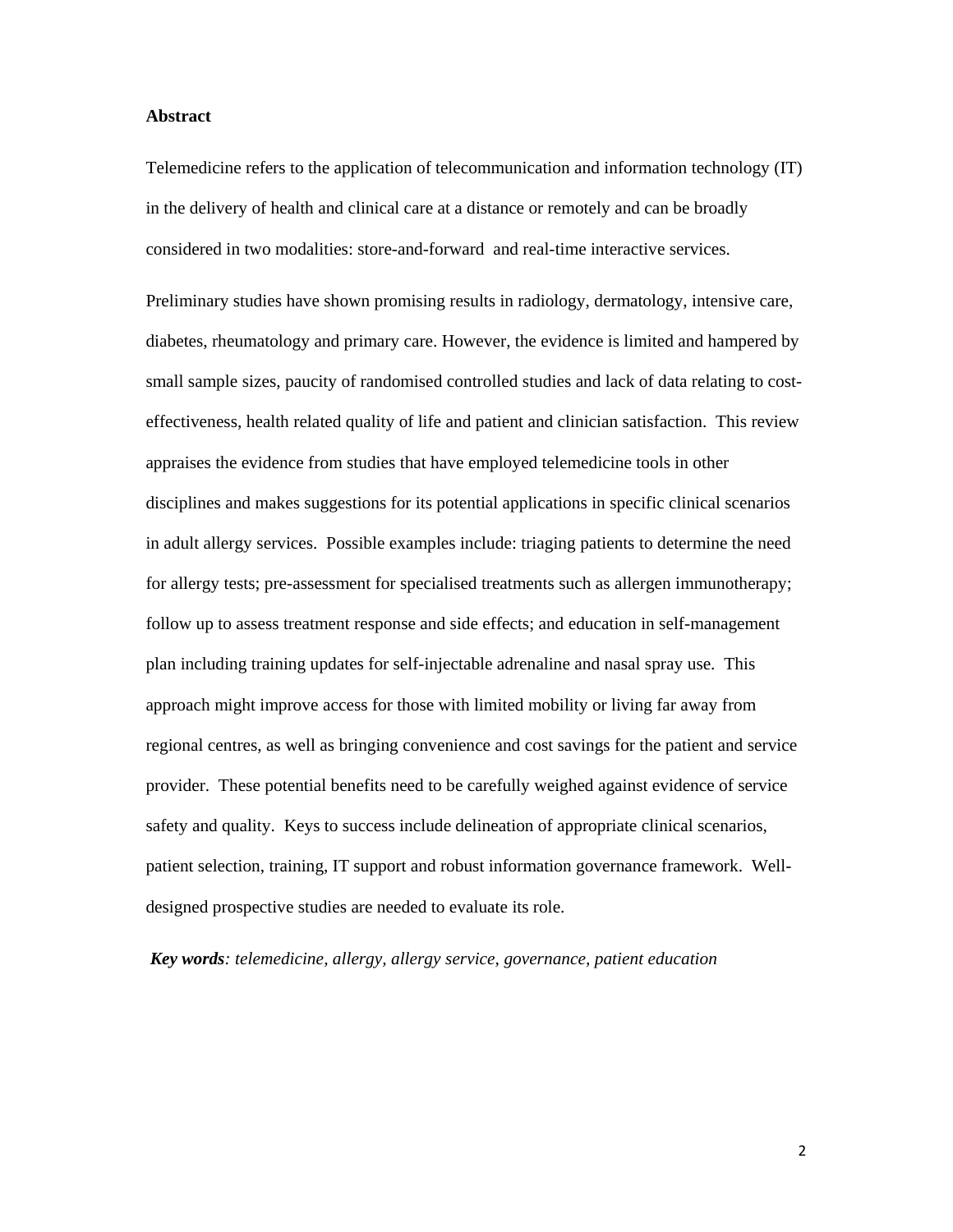**Abstract**

Telemedicine refers to the application of telecommunication and information technology (IT) in the delivery of health and clinical care at a distance or remotely and can be broadly considered in two modalities: store-and-forward and real-time interactive services.

Preliminary studies have shown promising results in radiology, dermatology, intensive care, diabetes, rheumatology and primary care. However, the evidence is limited and hampered by small sample sizes, paucity of randomised controlled studies and lack of data relating to cost-effectiveness, health related quality of life and patient and clinician satisfaction. This review appraises the evidence from studies that have employed telemedicine tools in other disciplines and makes suggestions for its potential applications in specific clinical scenarios in adult allergy services. Possible examples include: triaging patients to determine the need for allergy tests; pre-assessment for specialised treatments such as allergen immunotherapy; follow up to assess treatment response and side effects; and education in self-management plan including training updates for self-injectable adrenaline and nasal spray use. This approach might improve access for those with limited mobility or living far away from regional centres, as well as bringing convenience and cost savings for the patient and service provider. These potential benefits need to be carefully weighed against evidence of service safety and quality. Keys to success include delineation of appropriate clinical scenarios, patient selection, training, IT support and robust information governance framework. Well-designed prospective studies are needed to evaluate its role.

***Key words****: telemedicine, allergy, allergy service, governance, patient education*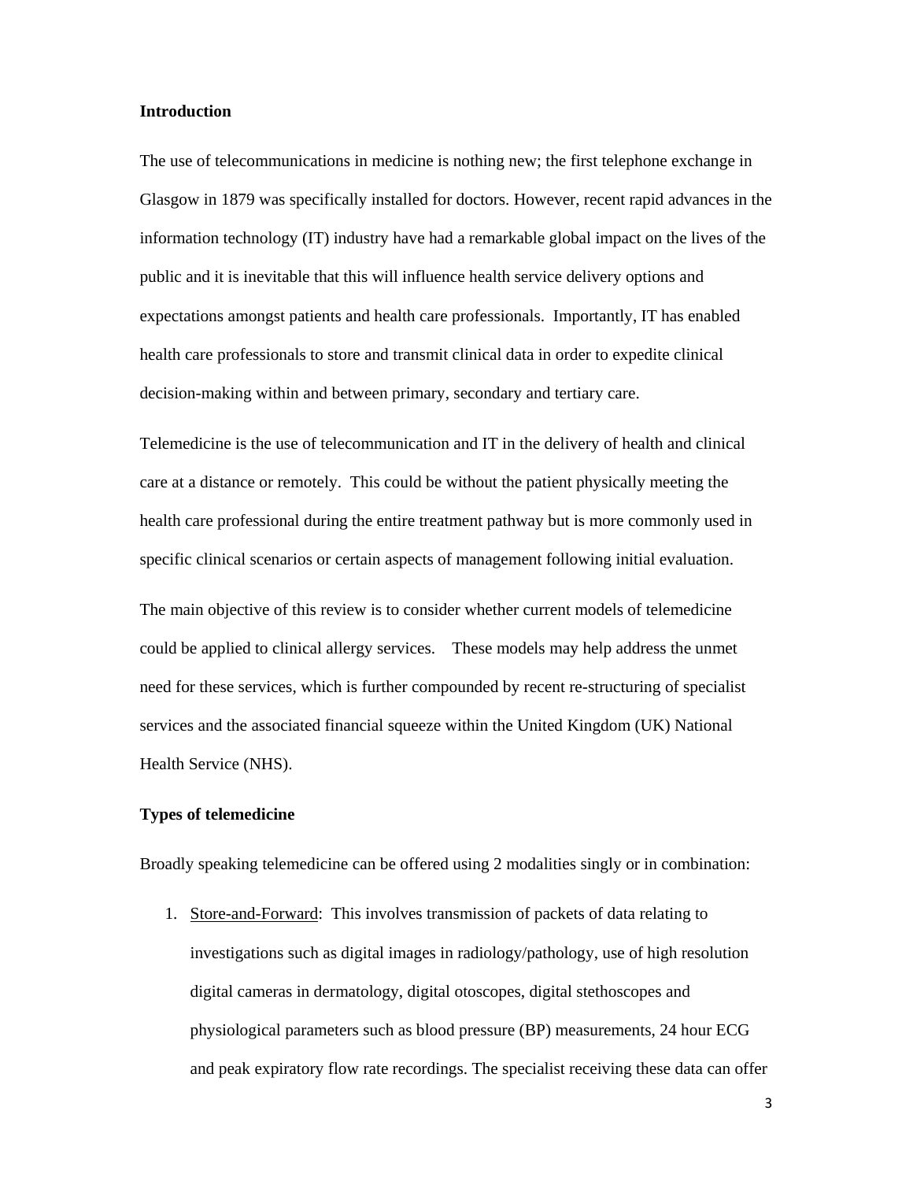## Introduction

The use of telecommunications in medicine is nothing new; the first telephone exchange in Glasgow in 1879 was specifically installed for doctors. However, recent rapid advances in the information technology (IT) industry have had a remarkable global impact on the lives of the public and it is inevitable that this will influence health service delivery options and expectations amongst patients and health care professionals. Importantly, IT has enabled health care professionals to store and transmit clinical data in order to expedite clinical decision-making within and between primary, secondary and tertiary care.

Telemedicine is the use of telecommunication and IT in the delivery of health and clinical care at a distance or remotely. This could be without the patient physically meeting the health care professional during the entire treatment pathway but is more commonly used in specific clinical scenarios or certain aspects of management following initial evaluation.

The main objective of this review is to consider whether current models of telemedicine could be applied to clinical allergy services. These models may help address the unmet need for these services, which is further compounded by recent re-structuring of specialist services and the associated financial squeeze within the United Kingdom (UK) National Health Service (NHS).

## Types of telemedicine

Broadly speaking telemedicine can be offered using 2 modalities singly or in combination:

1. Store-and-Forward: This involves transmission of packets of data relating to investigations such as digital images in radiology/pathology, use of high resolution digital cameras in dermatology, digital otoscopes, digital stethoscopes and physiological parameters such as blood pressure (BP) measurements, 24 hour ECG and peak expiratory flow rate recordings. The specialist receiving these data can offer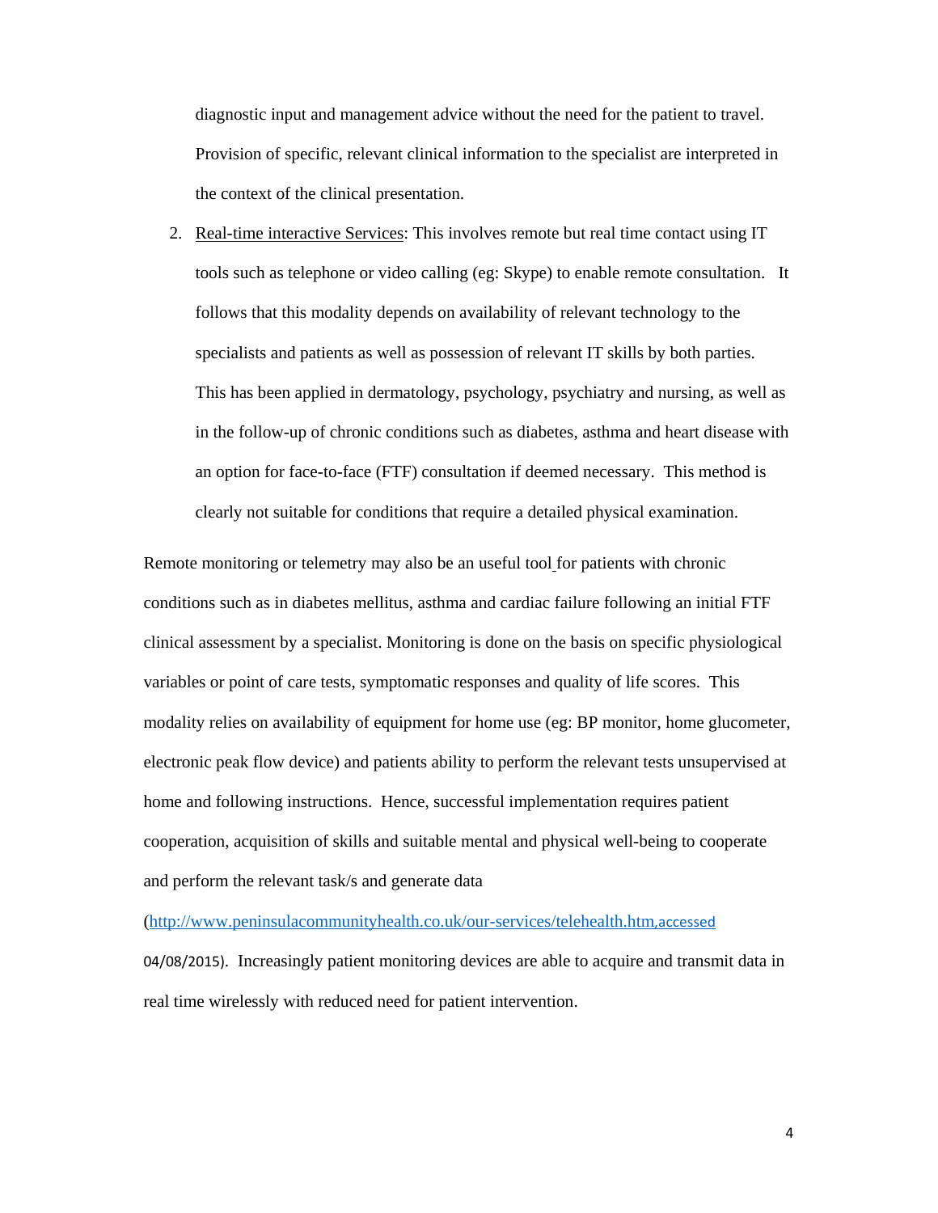diagnostic input and management advice without the need for the patient to travel. Provision of specific, relevant clinical information to the specialist are interpreted in the context of the clinical presentation.

2. Real-time interactive Services: This involves remote but real time contact using IT tools such as telephone or video calling (eg: Skype) to enable remote consultation. It follows that this modality depends on availability of relevant technology to the specialists and patients as well as possession of relevant IT skills by both parties. This has been applied in dermatology, psychology, psychiatry and nursing, as well as in the follow-up of chronic conditions such as diabetes, asthma and heart disease with an option for face-to-face (FTF) consultation if deemed necessary. This method is clearly not suitable for conditions that require a detailed physical examination.

Remote monitoring or telemetry may also be an useful tool for patients with chronic conditions such as in diabetes mellitus, asthma and cardiac failure following an initial FTF clinical assessment by a specialist. Monitoring is done on the basis on specific physiological variables or point of care tests, symptomatic responses and quality of life scores. This modality relies on availability of equipment for home use (eg: BP monitor, home glucometer, electronic peak flow device) and patients ability to perform the relevant tests unsupervised at home and following instructions. Hence, successful implementation requires patient cooperation, acquisition of skills and suitable mental and physical well-being to cooperate and perform the relevant task/s and generate data (http://www.peninsulacommunityhealth.co.uk/our-services/telehealth.htm,accessed 04/08/2015). Increasingly patient monitoring devices are able to acquire and transmit data in real time wirelessly with reduced need for patient intervention.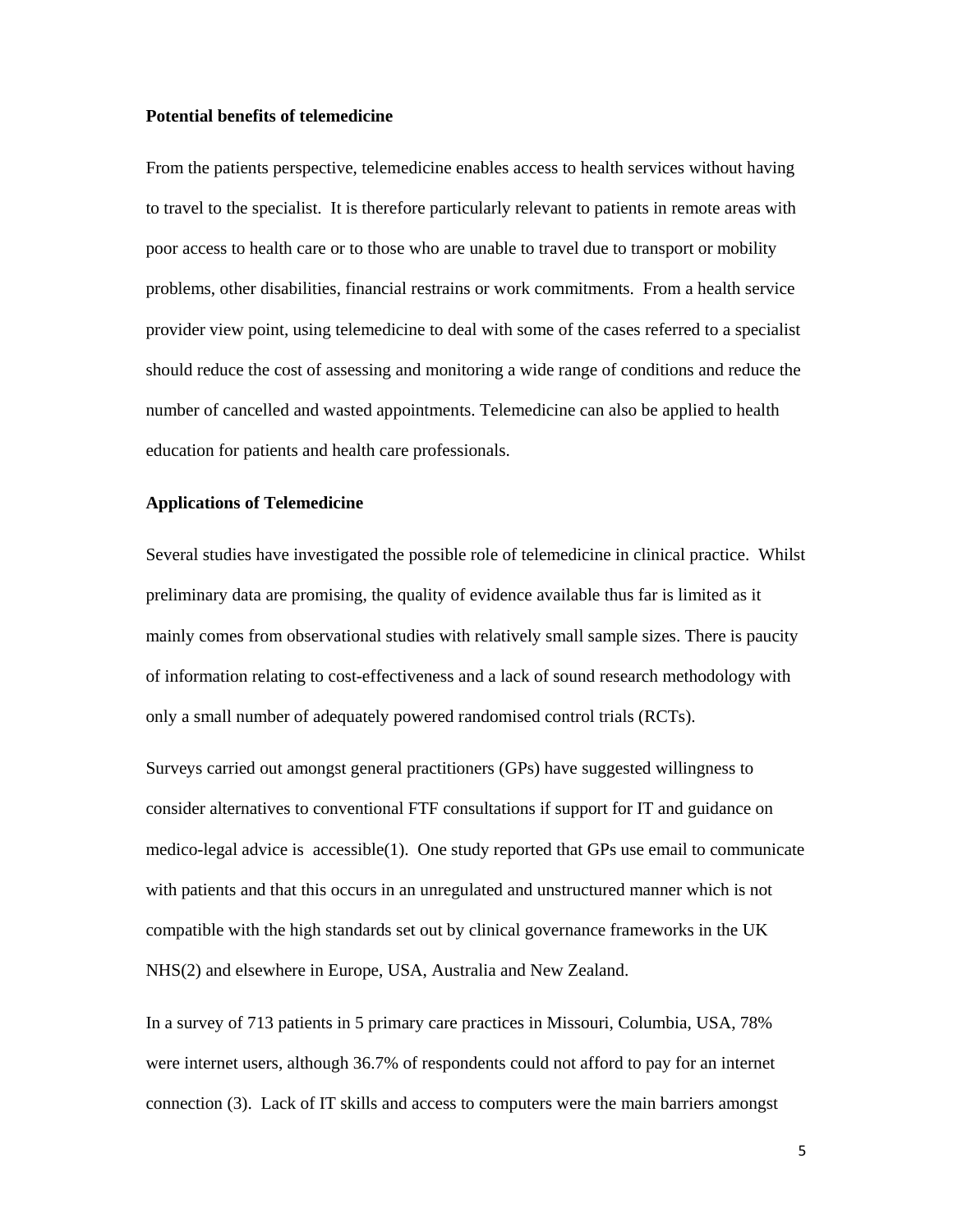**Potential benefits of telemedicine**

From the patients perspective, telemedicine enables access to health services without having to travel to the specialist. It is therefore particularly relevant to patients in remote areas with poor access to health care or to those who are unable to travel due to transport or mobility problems, other disabilities, financial restrains or work commitments. From a health service provider view point, using telemedicine to deal with some of the cases referred to a specialist should reduce the cost of assessing and monitoring a wide range of conditions and reduce the number of cancelled and wasted appointments. Telemedicine can also be applied to health education for patients and health care professionals.

**Applications of Telemedicine**

Several studies have investigated the possible role of telemedicine in clinical practice. Whilst preliminary data are promising, the quality of evidence available thus far is limited as it mainly comes from observational studies with relatively small sample sizes. There is paucity of information relating to cost-effectiveness and a lack of sound research methodology with only a small number of adequately powered randomised control trials (RCTs).

Surveys carried out amongst general practitioners (GPs) have suggested willingness to consider alternatives to conventional FTF consultations if support for IT and guidance on medico-legal advice is accessible(1). One study reported that GPs use email to communicate with patients and that this occurs in an unregulated and unstructured manner which is not compatible with the high standards set out by clinical governance frameworks in the UK NHS(2) and elsewhere in Europe, USA, Australia and New Zealand.

In a survey of 713 patients in 5 primary care practices in Missouri, Columbia, USA, 78% were internet users, although 36.7% of respondents could not afford to pay for an internet connection (3). Lack of IT skills and access to computers were the main barriers amongst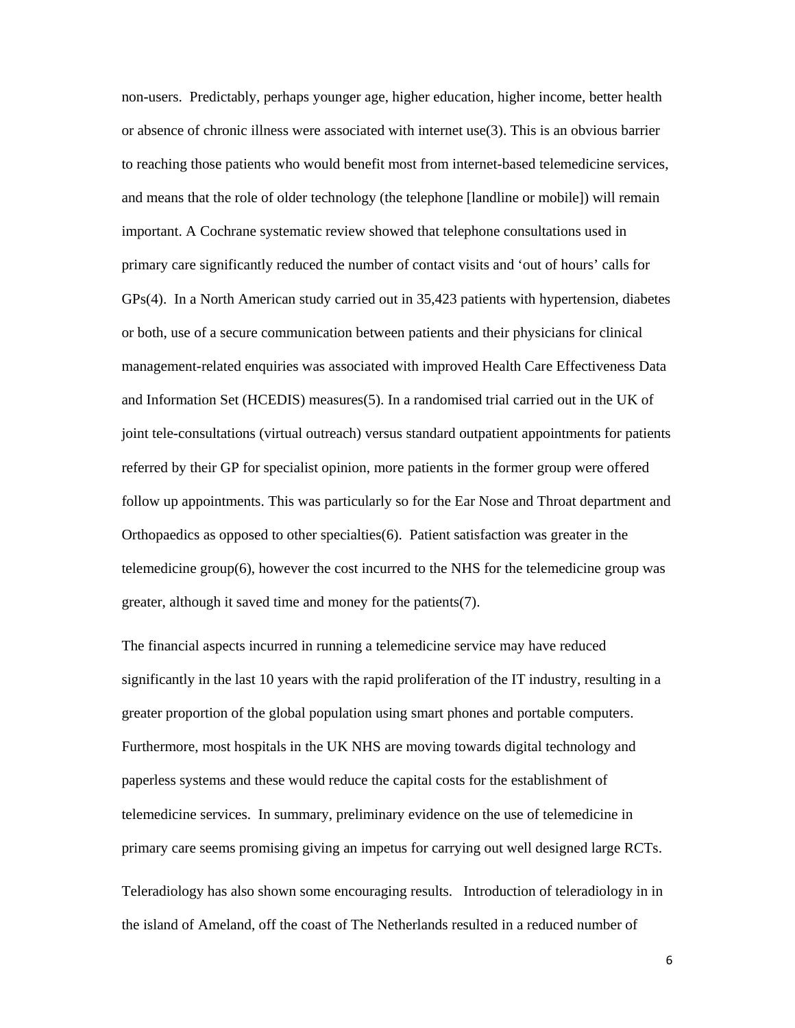non-users. Predictably, perhaps younger age, higher education, higher income, better health or absence of chronic illness were associated with internet use(3). This is an obvious barrier to reaching those patients who would benefit most from internet-based telemedicine services, and means that the role of older technology (the telephone [landline or mobile]) will remain important. A Cochrane systematic review showed that telephone consultations used in primary care significantly reduced the number of contact visits and 'out of hours' calls for GPs(4). In a North American study carried out in 35,423 patients with hypertension, diabetes or both, use of a secure communication between patients and their physicians for clinical management-related enquiries was associated with improved Health Care Effectiveness Data and Information Set (HCEDIS) measures(5). In a randomised trial carried out in the UK of joint tele-consultations (virtual outreach) versus standard outpatient appointments for patients referred by their GP for specialist opinion, more patients in the former group were offered follow up appointments. This was particularly so for the Ear Nose and Throat department and Orthopaedics as opposed to other specialties(6). Patient satisfaction was greater in the telemedicine group(6), however the cost incurred to the NHS for the telemedicine group was greater, although it saved time and money for the patients(7).

The financial aspects incurred in running a telemedicine service may have reduced significantly in the last 10 years with the rapid proliferation of the IT industry, resulting in a greater proportion of the global population using smart phones and portable computers. Furthermore, most hospitals in the UK NHS are moving towards digital technology and paperless systems and these would reduce the capital costs for the establishment of telemedicine services. In summary, preliminary evidence on the use of telemedicine in primary care seems promising giving an impetus for carrying out well designed large RCTs.

Teleradiology has also shown some encouraging results. Introduction of teleradiology in in the island of Ameland, off the coast of The Netherlands resulted in a reduced number of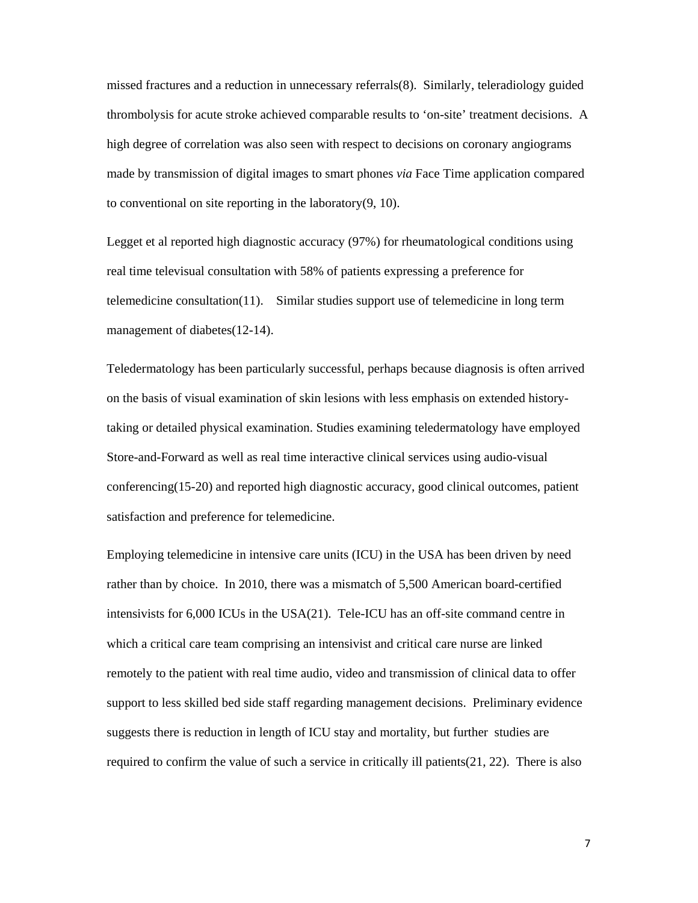missed fractures and a reduction in unnecessary referrals(8). Similarly, teleradiology guided thrombolysis for acute stroke achieved comparable results to 'on-site' treatment decisions. A high degree of correlation was also seen with respect to decisions on coronary angiograms made by transmission of digital images to smart phones *via* Face Time application compared to conventional on site reporting in the laboratory(9, 10).

Legget et al reported high diagnostic accuracy (97%) for rheumatological conditions using real time televisual consultation with 58% of patients expressing a preference for telemedicine consultation(11). Similar studies support use of telemedicine in long term management of diabetes(12-14).

Teledermatology has been particularly successful, perhaps because diagnosis is often arrived on the basis of visual examination of skin lesions with less emphasis on extended history-taking or detailed physical examination. Studies examining teledermatology have employed Store-and-Forward as well as real time interactive clinical services using audio-visual conferencing(15-20) and reported high diagnostic accuracy, good clinical outcomes, patient satisfaction and preference for telemedicine.

Employing telemedicine in intensive care units (ICU) in the USA has been driven by need rather than by choice. In 2010, there was a mismatch of 5,500 American board-certified intensivists for 6,000 ICUs in the USA(21). Tele-ICU has an off-site command centre in which a critical care team comprising an intensivist and critical care nurse are linked remotely to the patient with real time audio, video and transmission of clinical data to offer support to less skilled bed side staff regarding management decisions. Preliminary evidence suggests there is reduction in length of ICU stay and mortality, but further studies are required to confirm the value of such a service in critically ill patients(21, 22). There is also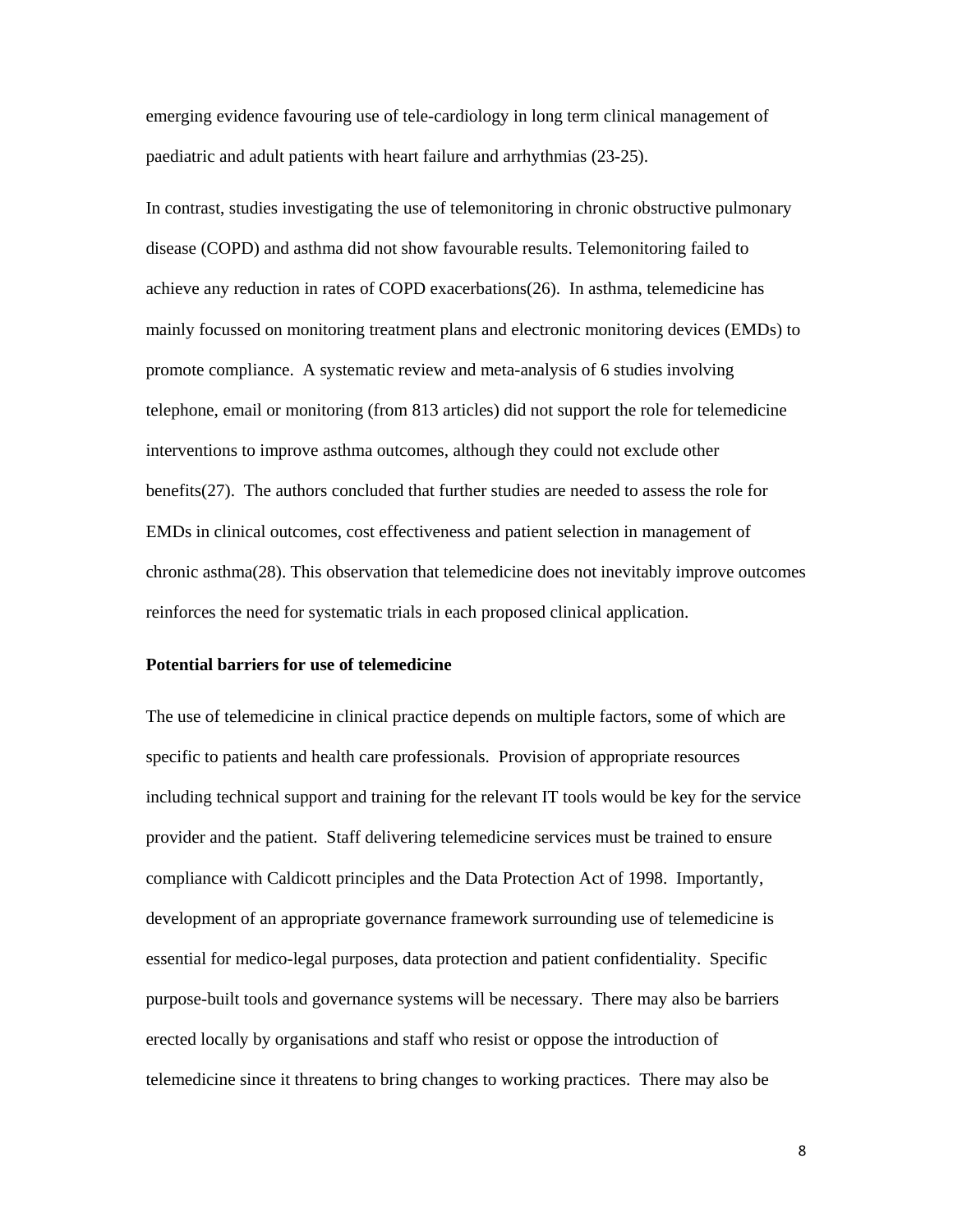emerging evidence favouring use of tele-cardiology in long term clinical management of paediatric and adult patients with heart failure and arrhythmias (23-25).

In contrast, studies investigating the use of telemonitoring in chronic obstructive pulmonary disease (COPD) and asthma did not show favourable results. Telemonitoring failed to achieve any reduction in rates of COPD exacerbations(26). In asthma, telemedicine has mainly focussed on monitoring treatment plans and electronic monitoring devices (EMDs) to promote compliance. A systematic review and meta-analysis of 6 studies involving telephone, email or monitoring (from 813 articles) did not support the role for telemedicine interventions to improve asthma outcomes, although they could not exclude other benefits(27). The authors concluded that further studies are needed to assess the role for EMDs in clinical outcomes, cost effectiveness and patient selection in management of chronic asthma(28). This observation that telemedicine does not inevitably improve outcomes reinforces the need for systematic trials in each proposed clinical application.

**Potential barriers for use of telemedicine**

The use of telemedicine in clinical practice depends on multiple factors, some of which are specific to patients and health care professionals. Provision of appropriate resources including technical support and training for the relevant IT tools would be key for the service provider and the patient. Staff delivering telemedicine services must be trained to ensure compliance with Caldicott principles and the Data Protection Act of 1998. Importantly, development of an appropriate governance framework surrounding use of telemedicine is essential for medico-legal purposes, data protection and patient confidentiality. Specific purpose-built tools and governance systems will be necessary. There may also be barriers erected locally by organisations and staff who resist or oppose the introduction of telemedicine since it threatens to bring changes to working practices. There may also be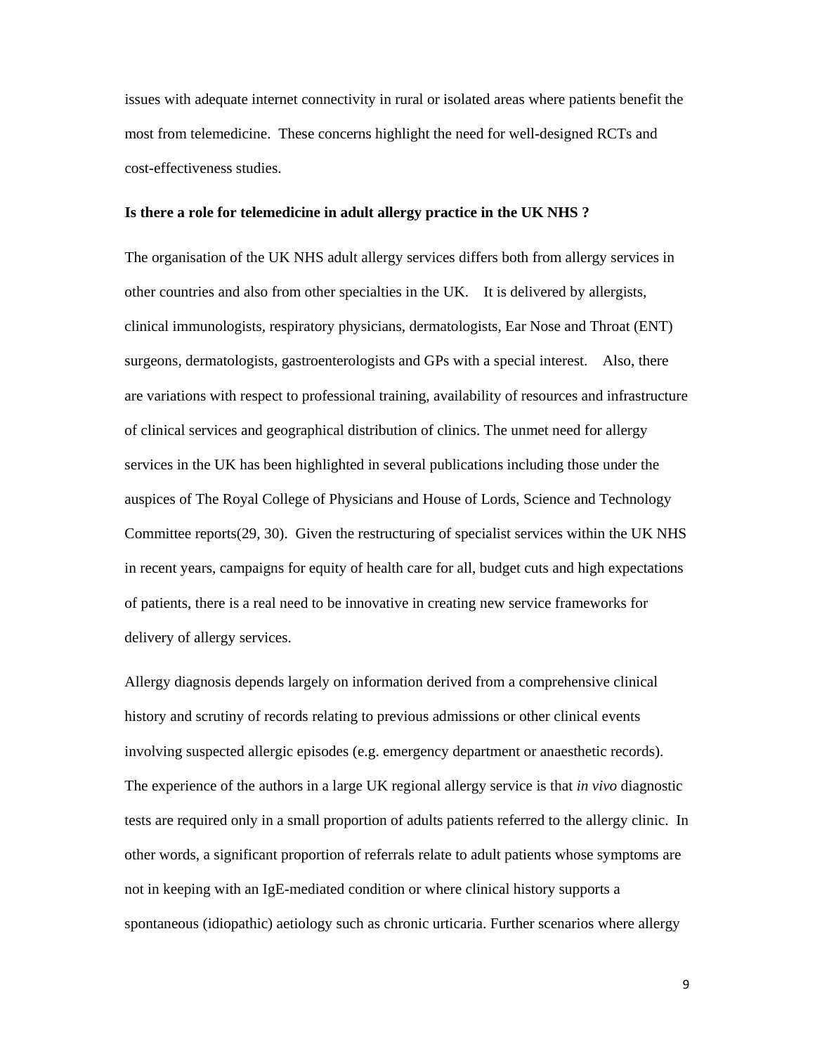issues with adequate internet connectivity in rural or isolated areas where patients benefit the most from telemedicine. These concerns highlight the need for well-designed RCTs and cost-effectiveness studies.

**Is there a role for telemedicine in adult allergy practice in the UK NHS ?**

The organisation of the UK NHS adult allergy services differs both from allergy services in other countries and also from other specialties in the UK. It is delivered by allergists, clinical immunologists, respiratory physicians, dermatologists, Ear Nose and Throat (ENT) surgeons, dermatologists, gastroenterologists and GPs with a special interest. Also, there are variations with respect to professional training, availability of resources and infrastructure of clinical services and geographical distribution of clinics. The unmet need for allergy services in the UK has been highlighted in several publications including those under the auspices of The Royal College of Physicians and House of Lords, Science and Technology Committee reports(29, 30). Given the restructuring of specialist services within the UK NHS in recent years, campaigns for equity of health care for all, budget cuts and high expectations of patients, there is a real need to be innovative in creating new service frameworks for delivery of allergy services.

Allergy diagnosis depends largely on information derived from a comprehensive clinical history and scrutiny of records relating to previous admissions or other clinical events involving suspected allergic episodes (e.g. emergency department or anaesthetic records). The experience of the authors in a large UK regional allergy service is that *in vivo* diagnostic tests are required only in a small proportion of adults patients referred to the allergy clinic. In other words, a significant proportion of referrals relate to adult patients whose symptoms are not in keeping with an IgE-mediated condition or where clinical history supports a spontaneous (idiopathic) aetiology such as chronic urticaria. Further scenarios where allergy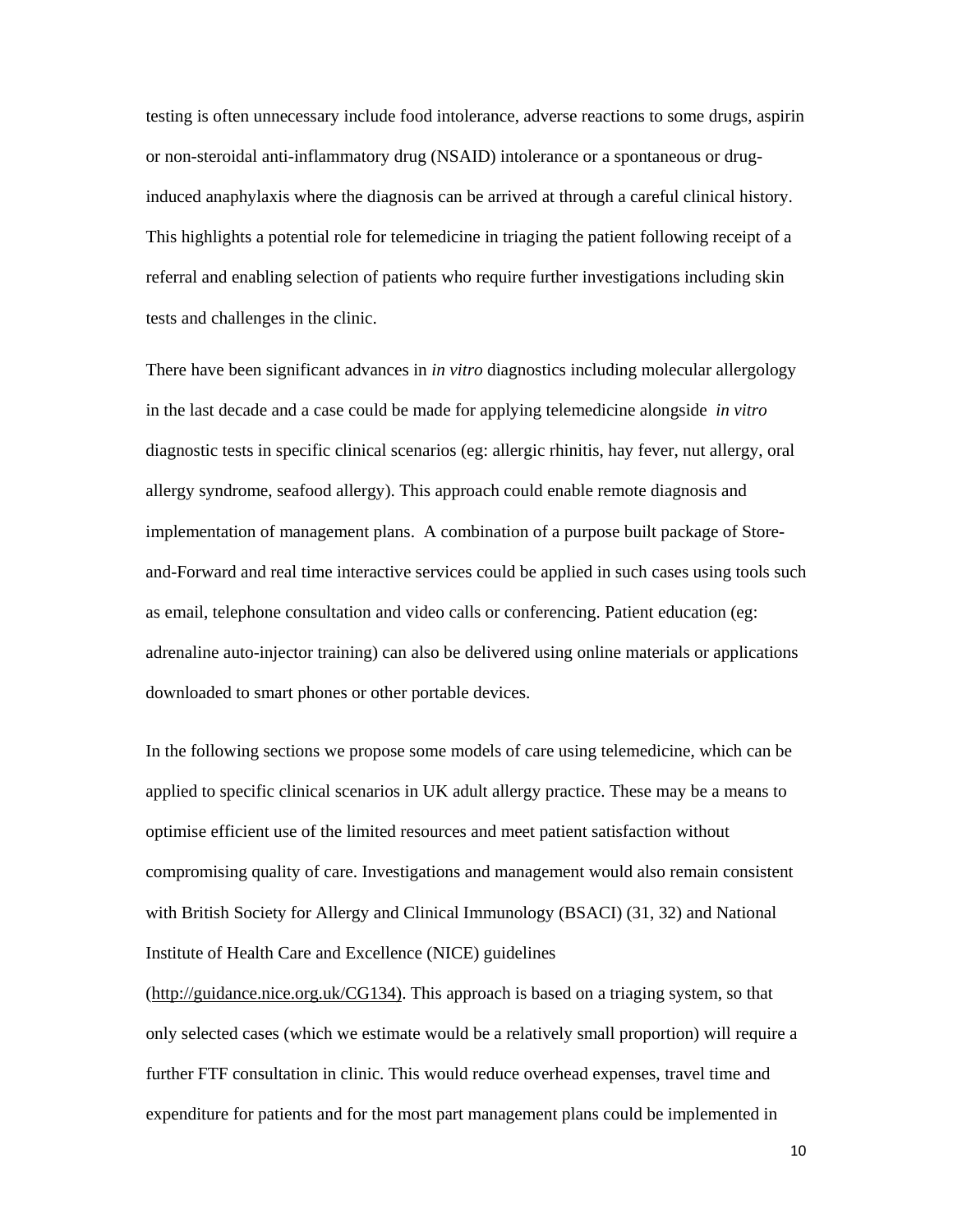testing is often unnecessary include food intolerance, adverse reactions to some drugs, aspirin or non-steroidal anti-inflammatory drug (NSAID) intolerance or a spontaneous or drug-induced anaphylaxis where the diagnosis can be arrived at through a careful clinical history. This highlights a potential role for telemedicine in triaging the patient following receipt of a referral and enabling selection of patients who require further investigations including skin tests and challenges in the clinic.

There have been significant advances in *in vitro* diagnostics including molecular allergology in the last decade and a case could be made for applying telemedicine alongside *in vitro* diagnostic tests in specific clinical scenarios (eg: allergic rhinitis, hay fever, nut allergy, oral allergy syndrome, seafood allergy). This approach could enable remote diagnosis and implementation of management plans. A combination of a purpose built package of Store-and-Forward and real time interactive services could be applied in such cases using tools such as email, telephone consultation and video calls or conferencing. Patient education (eg: adrenaline auto-injector training) can also be delivered using online materials or applications downloaded to smart phones or other portable devices.

In the following sections we propose some models of care using telemedicine, which can be applied to specific clinical scenarios in UK adult allergy practice. These may be a means to optimise efficient use of the limited resources and meet patient satisfaction without compromising quality of care. Investigations and management would also remain consistent with British Society for Allergy and Clinical Immunology (BSACI) (31, 32) and National Institute of Health Care and Excellence (NICE) guidelines (http://guidance.nice.org.uk/CG134). This approach is based on a triaging system, so that only selected cases (which we estimate would be a relatively small proportion) will require a further FTF consultation in clinic. This would reduce overhead expenses, travel time and expenditure for patients and for the most part management plans could be implemented in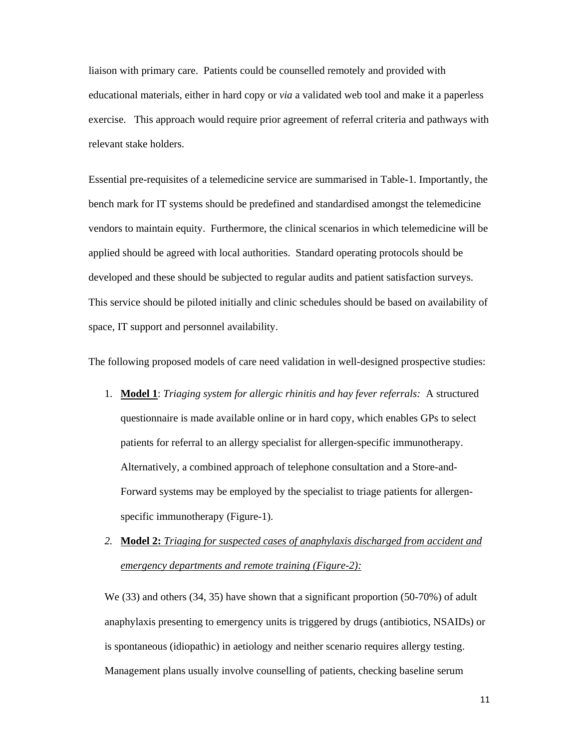liaison with primary care. Patients could be counselled remotely and provided with educational materials, either in hard copy or *via* a validated web tool and make it a paperless exercise. This approach would require prior agreement of referral criteria and pathways with relevant stake holders.

Essential pre-requisites of a telemedicine service are summarised in Table-1. Importantly, the bench mark for IT systems should be predefined and standardised amongst the telemedicine vendors to maintain equity. Furthermore, the clinical scenarios in which telemedicine will be applied should be agreed with local authorities. Standard operating protocols should be developed and these should be subjected to regular audits and patient satisfaction surveys. This service should be piloted initially and clinic schedules should be based on availability of space, IT support and personnel availability.

The following proposed models of care need validation in well-designed prospective studies:

1. <u>**Model 1**</u>: *Triaging system for allergic rhinitis and hay fever referrals:* A structured questionnaire is made available online or in hard copy, which enables GPs to select patients for referral to an allergy specialist for allergen-specific immunotherapy. Alternatively, a combined approach of telephone consultation and a Store-and-Forward systems may be employed by the specialist to triage patients for allergen-specific immunotherapy (Figure-1).
2. **Model 2:** <u>*Triaging for suspected cases of anaphylaxis discharged from accident and emergency departments and remote training (Figure-2):*</u>

We (33) and others (34, 35) have shown that a significant proportion (50-70%) of adult anaphylaxis presenting to emergency units is triggered by drugs (antibiotics, NSAIDs) or is spontaneous (idiopathic) in aetiology and neither scenario requires allergy testing. Management plans usually involve counselling of patients, checking baseline serum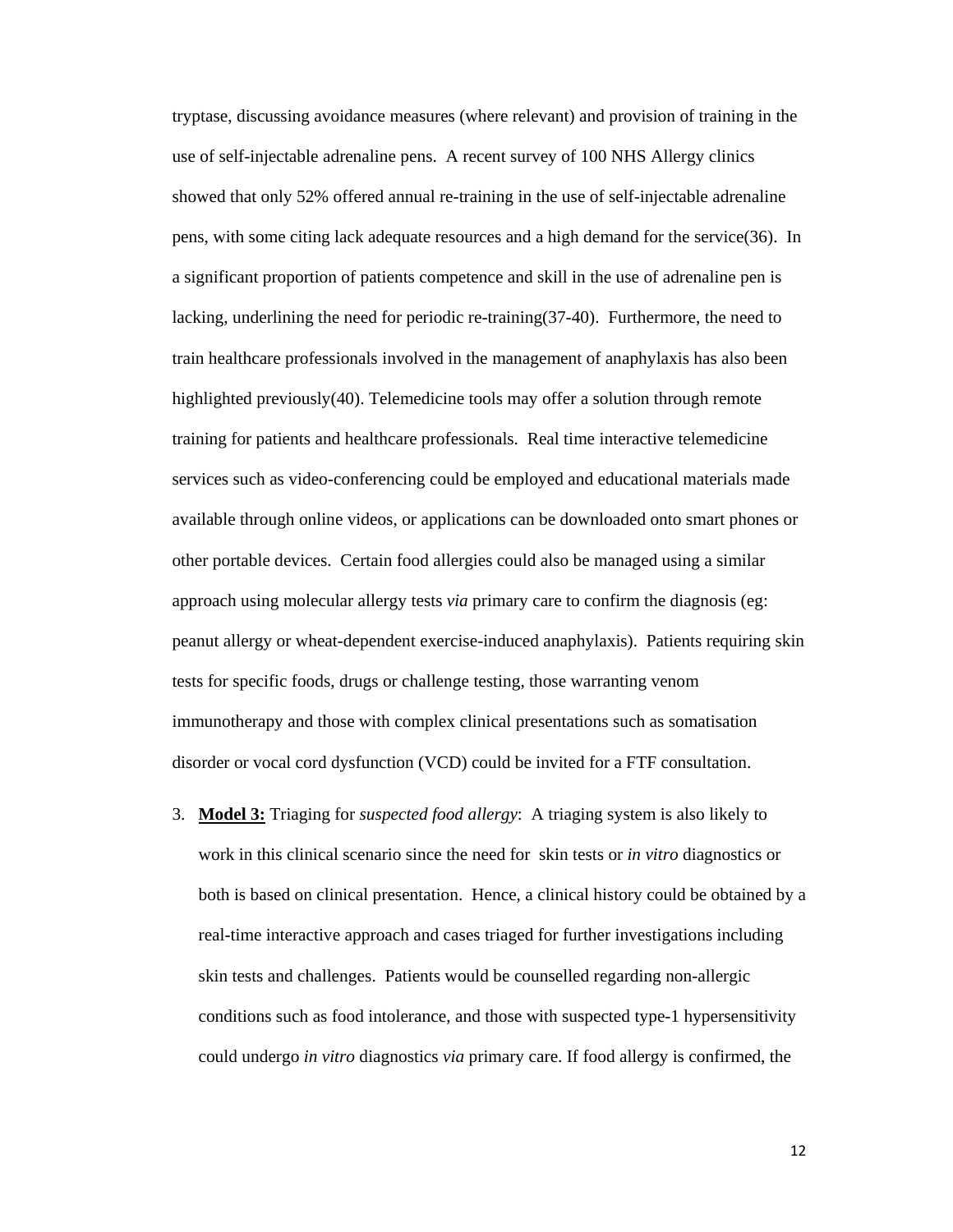tryptase, discussing avoidance measures (where relevant) and provision of training in the use of self-injectable adrenaline pens. A recent survey of 100 NHS Allergy clinics showed that only 52% offered annual re-training in the use of self-injectable adrenaline pens, with some citing lack adequate resources and a high demand for the service(36). In a significant proportion of patients competence and skill in the use of adrenaline pen is lacking, underlining the need for periodic re-training(37-40). Furthermore, the need to train healthcare professionals involved in the management of anaphylaxis has also been highlighted previously(40). Telemedicine tools may offer a solution through remote training for patients and healthcare professionals. Real time interactive telemedicine services such as video-conferencing could be employed and educational materials made available through online videos, or applications can be downloaded onto smart phones or other portable devices. Certain food allergies could also be managed using a similar approach using molecular allergy tests *via* primary care to confirm the diagnosis (eg: peanut allergy or wheat-dependent exercise-induced anaphylaxis). Patients requiring skin tests for specific foods, drugs or challenge testing, those warranting venom immunotherapy and those with complex clinical presentations such as somatisation disorder or vocal cord dysfunction (VCD) could be invited for a FTF consultation.

3. **Model 3:** Triaging for *suspected food allergy*: A triaging system is also likely to work in this clinical scenario since the need for skin tests or *in vitro* diagnostics or both is based on clinical presentation. Hence, a clinical history could be obtained by a real-time interactive approach and cases triaged for further investigations including skin tests and challenges. Patients would be counselled regarding non-allergic conditions such as food intolerance, and those with suspected type-1 hypersensitivity could undergo *in vitro* diagnostics *via* primary care. If food allergy is confirmed, the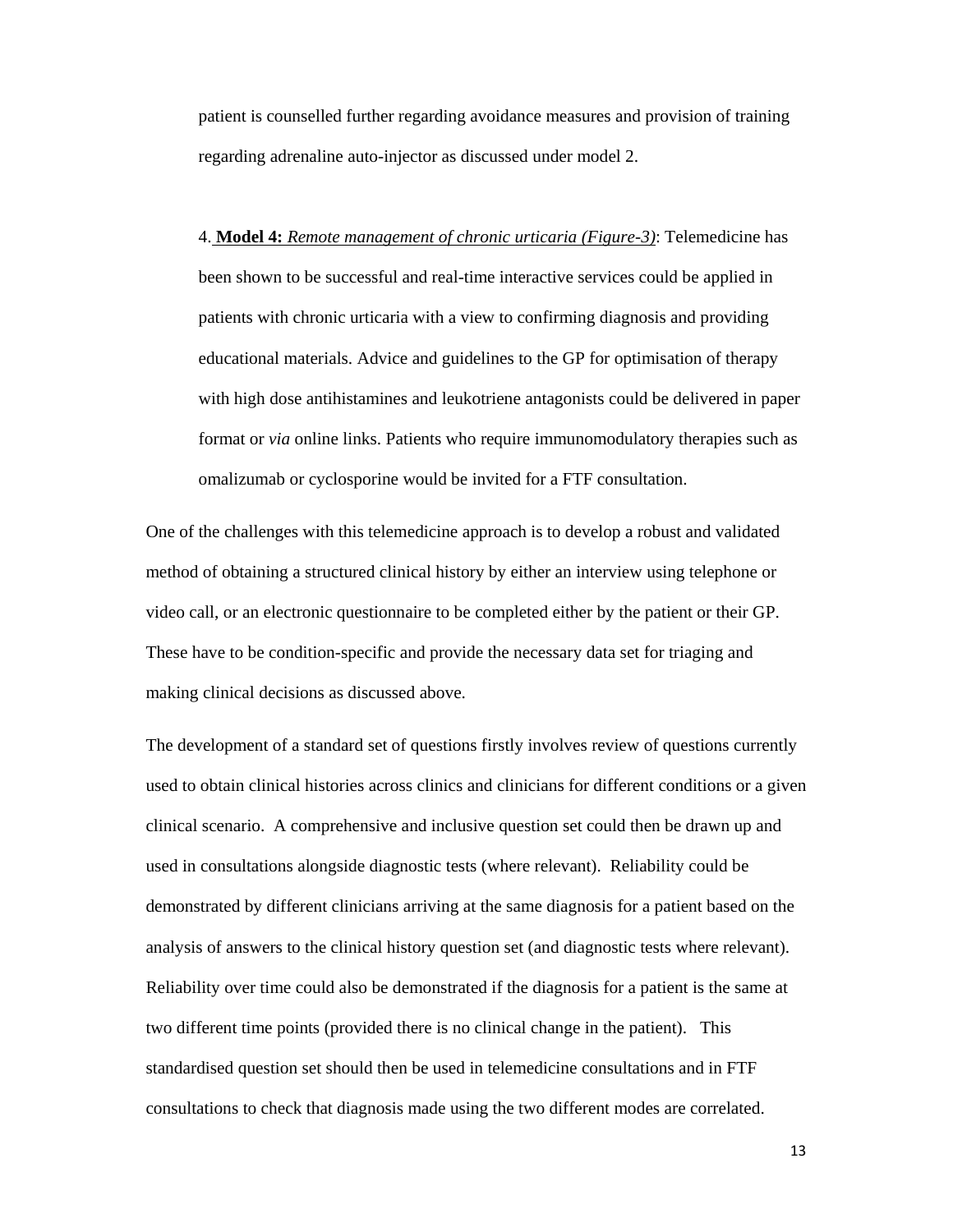patient is counselled further regarding avoidance measures and provision of training regarding adrenaline auto-injector as discussed under model 2.

4. **Model 4:** *Remote management of chronic urticaria (Figure-3)*: Telemedicine has been shown to be successful and real-time interactive services could be applied in patients with chronic urticaria with a view to confirming diagnosis and providing educational materials. Advice and guidelines to the GP for optimisation of therapy with high dose antihistamines and leukotriene antagonists could be delivered in paper format or *via* online links. Patients who require immunomodulatory therapies such as omalizumab or cyclosporine would be invited for a FTF consultation.

One of the challenges with this telemedicine approach is to develop a robust and validated method of obtaining a structured clinical history by either an interview using telephone or video call, or an electronic questionnaire to be completed either by the patient or their GP. These have to be condition-specific and provide the necessary data set for triaging and making clinical decisions as discussed above.

The development of a standard set of questions firstly involves review of questions currently used to obtain clinical histories across clinics and clinicians for different conditions or a given clinical scenario. A comprehensive and inclusive question set could then be drawn up and used in consultations alongside diagnostic tests (where relevant). Reliability could be demonstrated by different clinicians arriving at the same diagnosis for a patient based on the analysis of answers to the clinical history question set (and diagnostic tests where relevant). Reliability over time could also be demonstrated if the diagnosis for a patient is the same at two different time points (provided there is no clinical change in the patient). This standardised question set should then be used in telemedicine consultations and in FTF consultations to check that diagnosis made using the two different modes are correlated.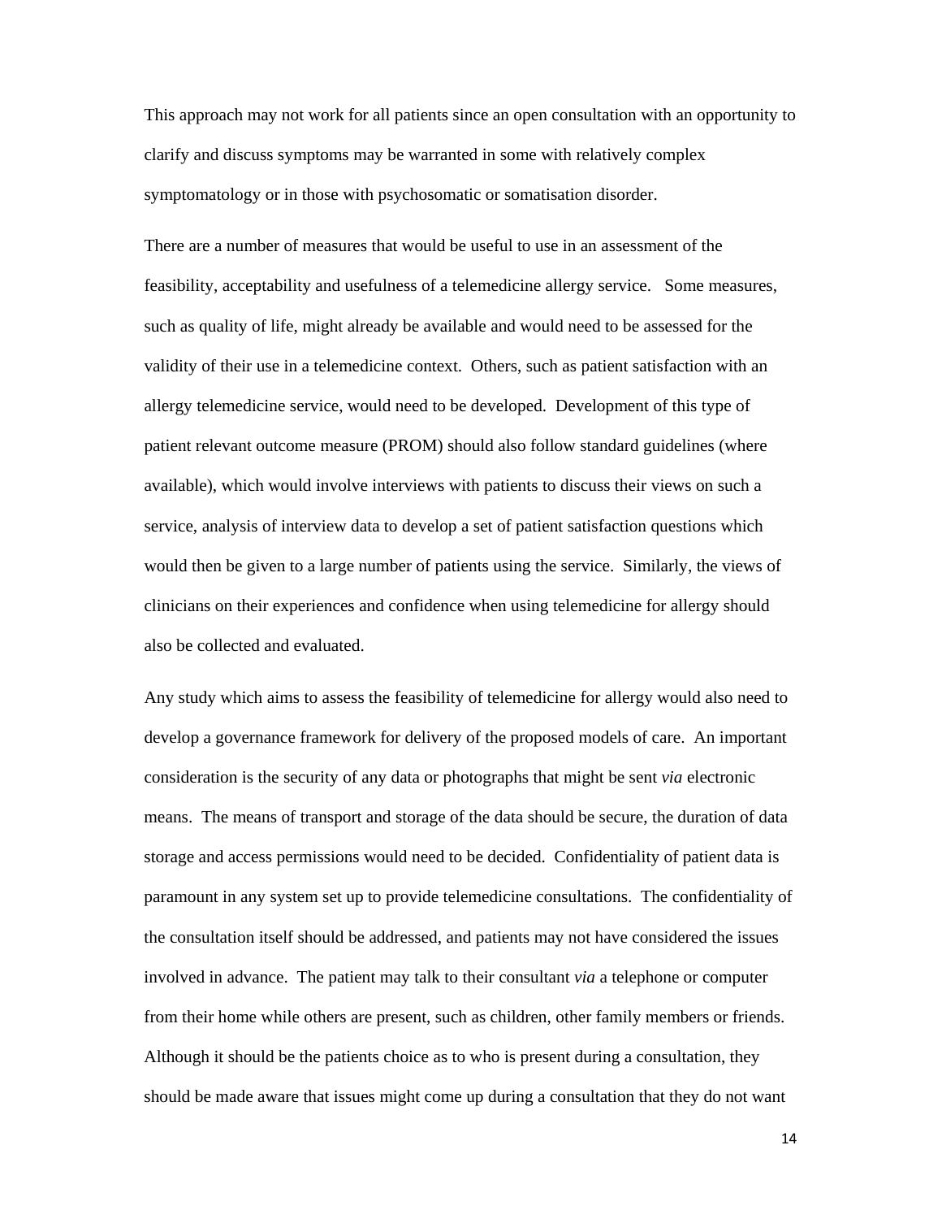This approach may not work for all patients since an open consultation with an opportunity to clarify and discuss symptoms may be warranted in some with relatively complex symptomatology or in those with psychosomatic or somatisation disorder.

There are a number of measures that would be useful to use in an assessment of the feasibility, acceptability and usefulness of a telemedicine allergy service. Some measures, such as quality of life, might already be available and would need to be assessed for the validity of their use in a telemedicine context. Others, such as patient satisfaction with an allergy telemedicine service, would need to be developed. Development of this type of patient relevant outcome measure (PROM) should also follow standard guidelines (where available), which would involve interviews with patients to discuss their views on such a service, analysis of interview data to develop a set of patient satisfaction questions which would then be given to a large number of patients using the service. Similarly, the views of clinicians on their experiences and confidence when using telemedicine for allergy should also be collected and evaluated.

Any study which aims to assess the feasibility of telemedicine for allergy would also need to develop a governance framework for delivery of the proposed models of care. An important consideration is the security of any data or photographs that might be sent *via* electronic means. The means of transport and storage of the data should be secure, the duration of data storage and access permissions would need to be decided. Confidentiality of patient data is paramount in any system set up to provide telemedicine consultations. The confidentiality of the consultation itself should be addressed, and patients may not have considered the issues involved in advance. The patient may talk to their consultant *via* a telephone or computer from their home while others are present, such as children, other family members or friends. Although it should be the patients choice as to who is present during a consultation, they should be made aware that issues might come up during a consultation that they do not want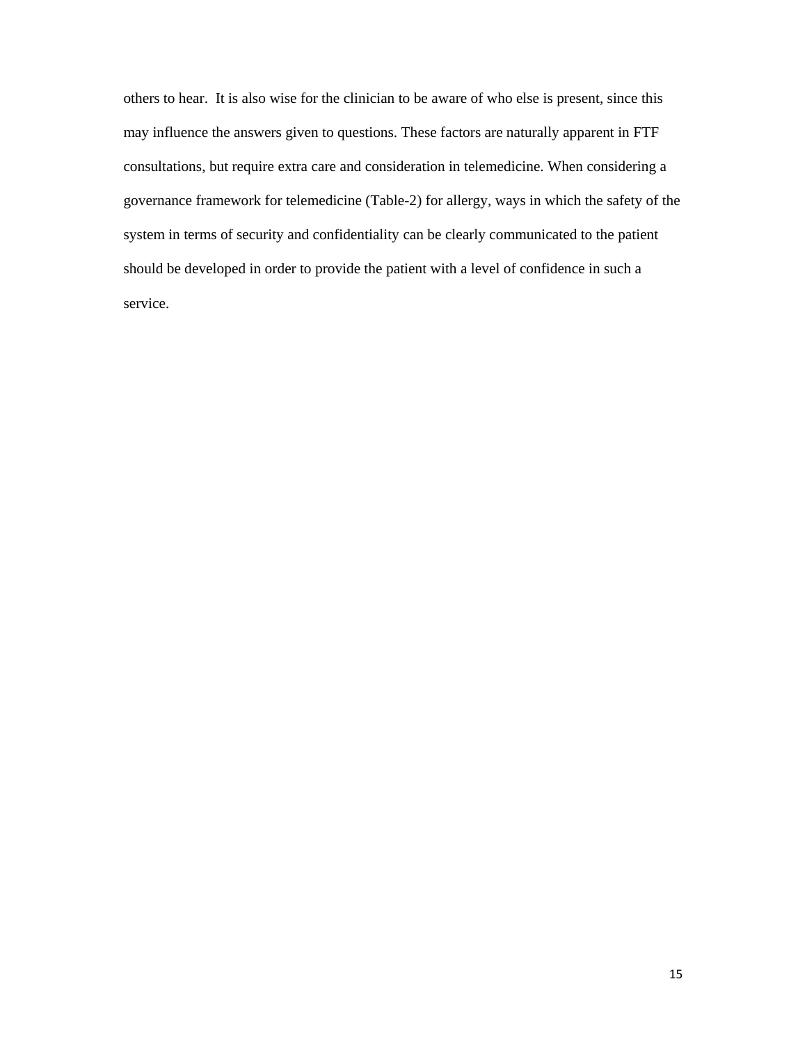others to hear.  It is also wise for the clinician to be aware of who else is present, since this may influence the answers given to questions. These factors are naturally apparent in FTF consultations, but require extra care and consideration in telemedicine. When considering a governance framework for telemedicine (Table-2) for allergy, ways in which the safety of the system in terms of security and confidentiality can be clearly communicated to the patient should be developed in order to provide the patient with a level of confidence in such a service.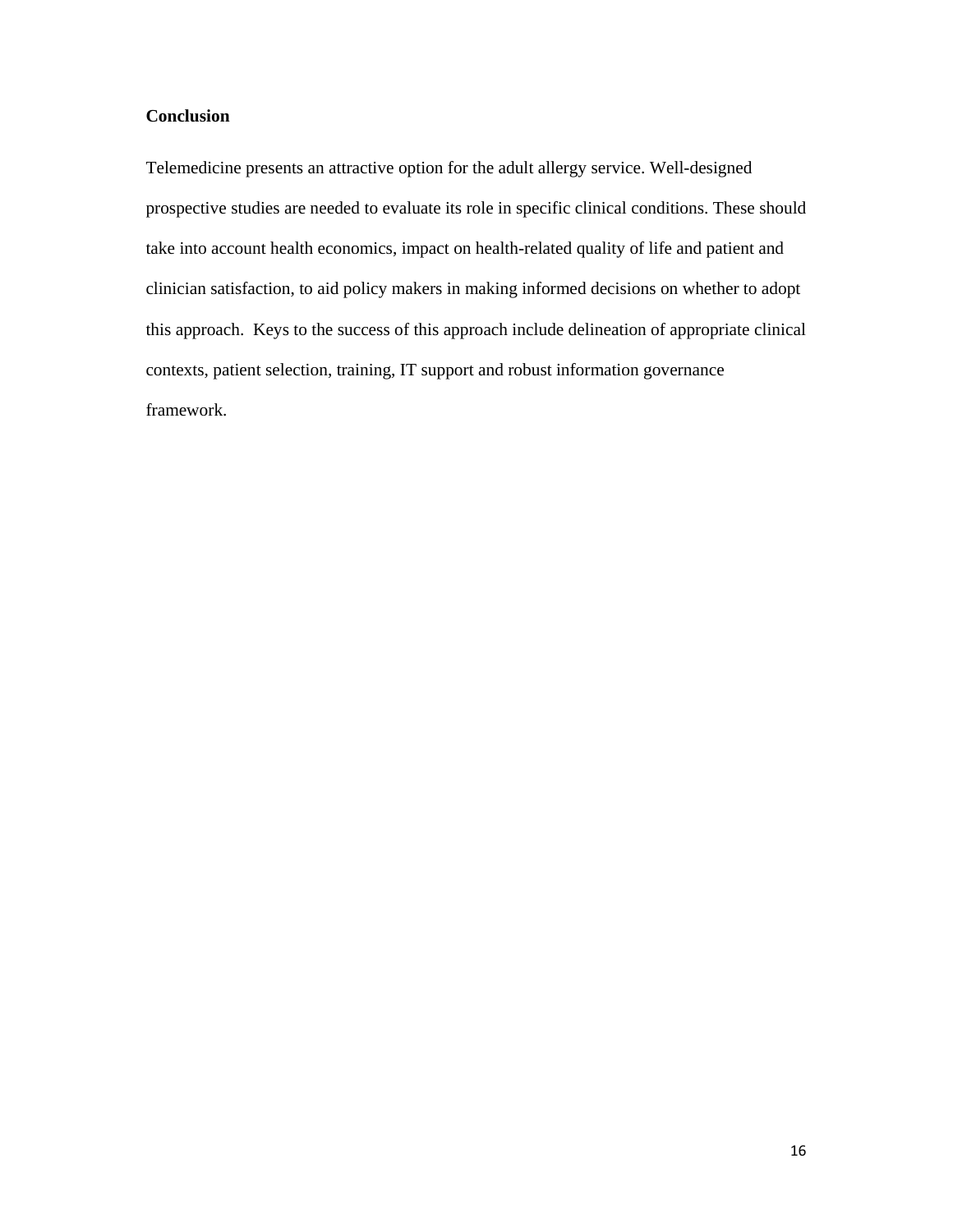## Conclusion

Telemedicine presents an attractive option for the adult allergy service. Well-designed prospective studies are needed to evaluate its role in specific clinical conditions. These should take into account health economics, impact on health-related quality of life and patient and clinician satisfaction, to aid policy makers in making informed decisions on whether to adopt this approach. Keys to the success of this approach include delineation of appropriate clinical contexts, patient selection, training, IT support and robust information governance framework.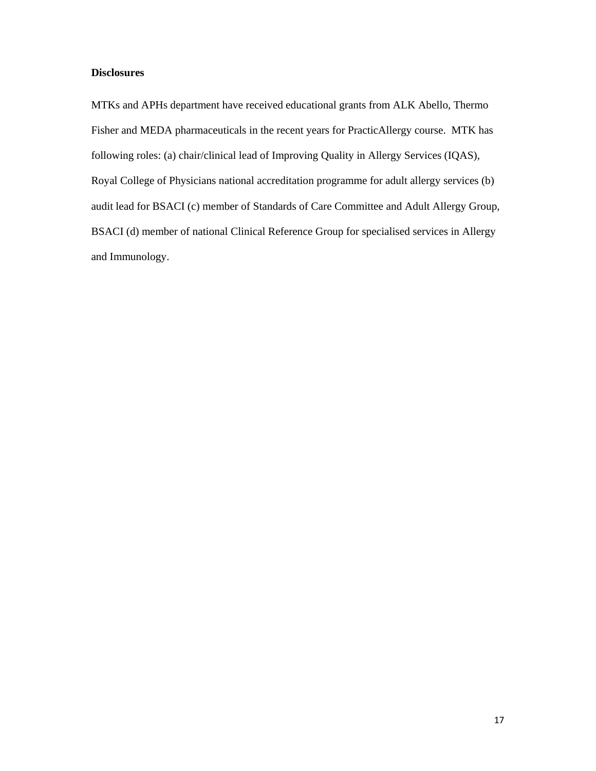**Disclosures**

MTKs and APHs department have received educational grants from ALK Abello, Thermo Fisher and MEDA pharmaceuticals in the recent years for PracticAllergy course. MTK has following roles: (a) chair/clinical lead of Improving Quality in Allergy Services (IQAS), Royal College of Physicians national accreditation programme for adult allergy services (b) audit lead for BSACI (c) member of Standards of Care Committee and Adult Allergy Group, BSACI (d) member of national Clinical Reference Group for specialised services in Allergy and Immunology.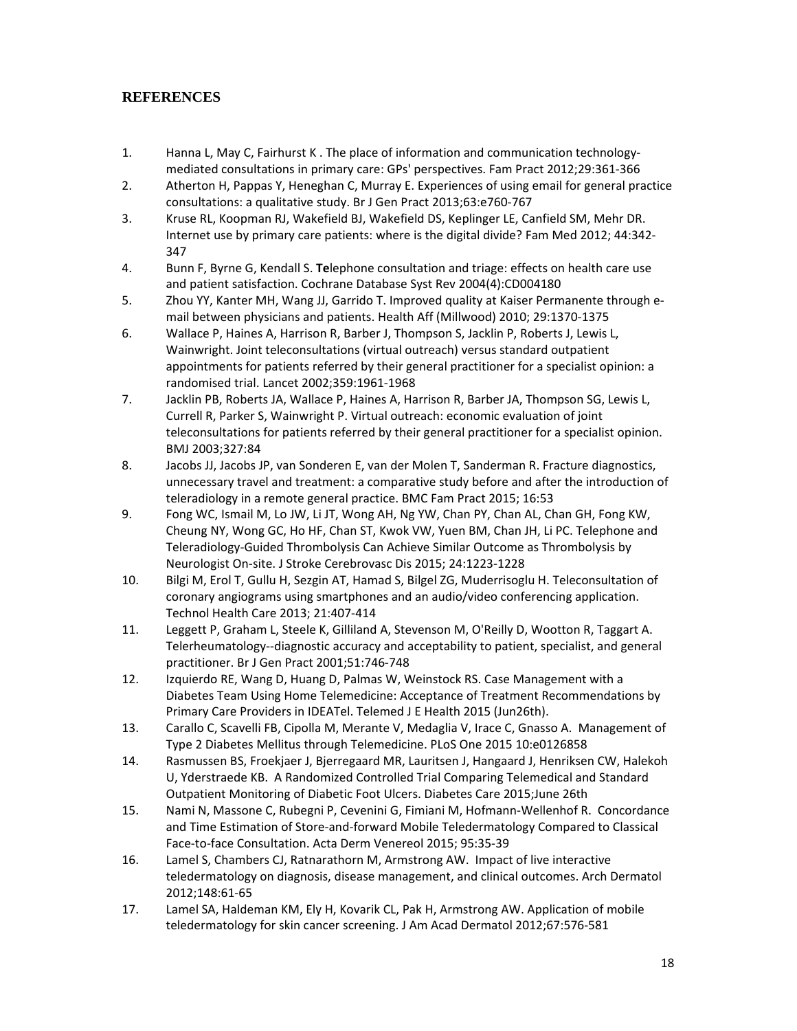## REFERENCES

1. Hanna L, May C, Fairhurst K . The place of information and communication technology-mediated consultations in primary care: GPs' perspectives. Fam Pract 2012;29:361-366
2. Atherton H, Pappas Y, Heneghan C, Murray E. Experiences of using email for general practice consultations: a qualitative study. Br J Gen Pract 2013;63:e760-767
3. Kruse RL, Koopman RJ, Wakefield BJ, Wakefield DS, Keplinger LE, Canfield SM, Mehr DR. Internet use by primary care patients: where is the digital divide? Fam Med 2012; 44:342-347
4. Bunn F, Byrne G, Kendall S. **Te**lephone consultation and triage: effects on health care use and patient satisfaction. Cochrane Database Syst Rev 2004(4):CD004180
5. Zhou YY, Kanter MH, Wang JJ, Garrido T. Improved quality at Kaiser Permanente through e-mail between physicians and patients. Health Aff (Millwood) 2010; 29:1370-1375
6. Wallace P, Haines A, Harrison R, Barber J, Thompson S, Jacklin P, Roberts J, Lewis L, Wainwright. Joint teleconsultations (virtual outreach) versus standard outpatient appointments for patients referred by their general practitioner for a specialist opinion: a randomised trial. Lancet 2002;359:1961-1968
7. Jacklin PB, Roberts JA, Wallace P, Haines A, Harrison R, Barber JA, Thompson SG, Lewis L, Currell R, Parker S, Wainwright P. Virtual outreach: economic evaluation of joint teleconsultations for patients referred by their general practitioner for a specialist opinion. BMJ 2003;327:84
8. Jacobs JJ, Jacobs JP, van Sonderen E, van der Molen T, Sanderman R. Fracture diagnostics, unnecessary travel and treatment: a comparative study before and after the introduction of teleradiology in a remote general practice. BMC Fam Pract 2015; 16:53
9. Fong WC, Ismail M, Lo JW, Li JT, Wong AH, Ng YW, Chan PY, Chan AL, Chan GH, Fong KW, Cheung NY, Wong GC, Ho HF, Chan ST, Kwok VW, Yuen BM, Chan JH, Li PC. Telephone and Teleradiology-Guided Thrombolysis Can Achieve Similar Outcome as Thrombolysis by Neurologist On-site. J Stroke Cerebrovasc Dis 2015; 24:1223-1228
10. Bilgi M, Erol T, Gullu H, Sezgin AT, Hamad S, Bilgel ZG, Muderrisoglu H. Teleconsultation of coronary angiograms using smartphones and an audio/video conferencing application. Technol Health Care 2013; 21:407-414
11. Leggett P, Graham L, Steele K, Gilliland A, Stevenson M, O'Reilly D, Wootton R, Taggart A. Telerheumatology--diagnostic accuracy and acceptability to patient, specialist, and general practitioner. Br J Gen Pract 2001;51:746-748
12. Izquierdo RE, Wang D, Huang D, Palmas W, Weinstock RS. Case Management with a Diabetes Team Using Home Telemedicine: Acceptance of Treatment Recommendations by Primary Care Providers in IDEATel. Telemed J E Health 2015 (Jun26th).
13. Carallo C, Scavelli FB, Cipolla M, Merante V, Medaglia V, Irace C, Gnasso A. Management of Type 2 Diabetes Mellitus through Telemedicine. PLoS One 2015 10:e0126858
14. Rasmussen BS, Froekjaer J, Bjerregaard MR, Lauritsen J, Hangaard J, Henriksen CW, Halekoh U, Yderstraede KB. A Randomized Controlled Trial Comparing Telemedical and Standard Outpatient Monitoring of Diabetic Foot Ulcers. Diabetes Care 2015;June 26th
15. Nami N, Massone C, Rubegni P, Cevenini G, Fimiani M, Hofmann-Wellenhof R. Concordance and Time Estimation of Store-and-forward Mobile Teledermatology Compared to Classical Face-to-face Consultation. Acta Derm Venereol 2015; 95:35-39
16. Lamel S, Chambers CJ, Ratnarathorn M, Armstrong AW. Impact of live interactive teledermatology on diagnosis, disease management, and clinical outcomes. Arch Dermatol 2012;148:61-65
17. Lamel SA, Haldeman KM, Ely H, Kovarik CL, Pak H, Armstrong AW. Application of mobile teledermatology for skin cancer screening. J Am Acad Dermatol 2012;67:576-581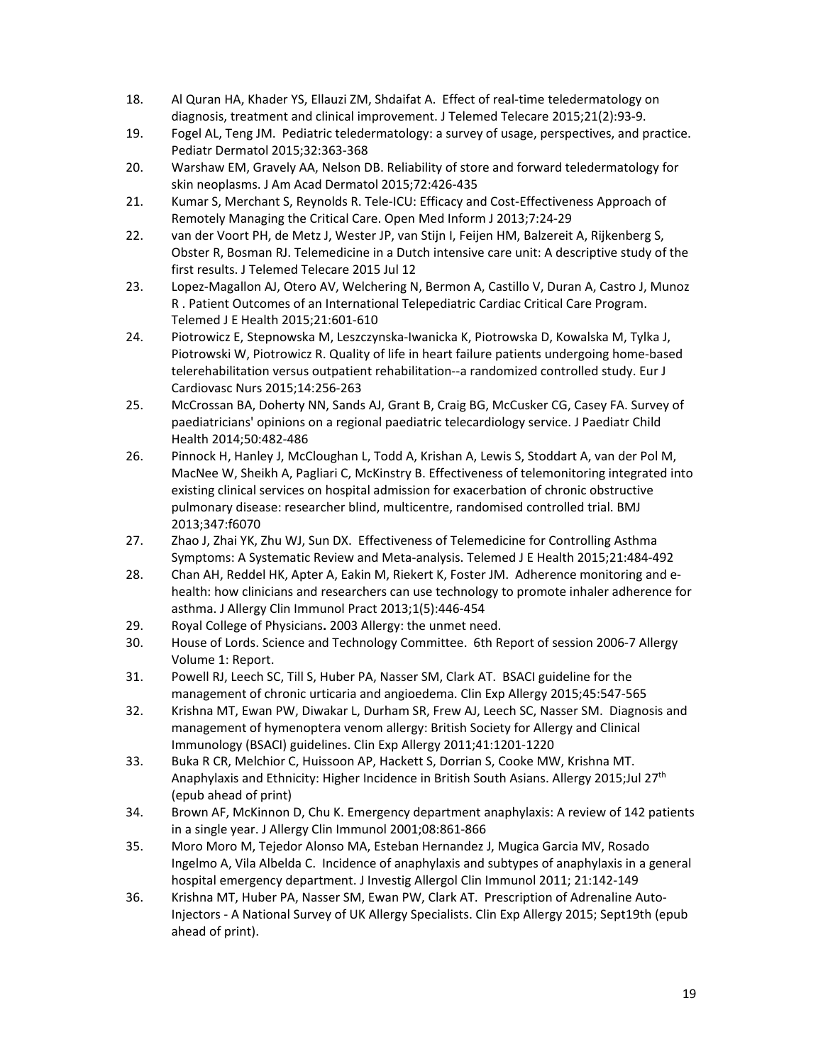18. Al Quran HA, Khader YS, Ellauzi ZM, Shdaifat A. Effect of real-time teledermatology on diagnosis, treatment and clinical improvement. J Telemed Telecare 2015;21(2):93-9.
19. Fogel AL, Teng JM. Pediatric teledermatology: a survey of usage, perspectives, and practice. Pediatr Dermatol 2015;32:363-368
20. Warshaw EM, Gravely AA, Nelson DB. Reliability of store and forward teledermatology for skin neoplasms. J Am Acad Dermatol 2015;72:426-435
21. Kumar S, Merchant S, Reynolds R. Tele-ICU: Efficacy and Cost-Effectiveness Approach of Remotely Managing the Critical Care. Open Med Inform J 2013;7:24-29
22. van der Voort PH, de Metz J, Wester JP, van Stijn I, Feijen HM, Balzereit A, Rijkenberg S, Obster R, Bosman RJ. Telemedicine in a Dutch intensive care unit: A descriptive study of the first results. J Telemed Telecare 2015 Jul 12
23. Lopez-Magallon AJ, Otero AV, Welchering N, Bermon A, Castillo V, Duran A, Castro J, Munoz R . Patient Outcomes of an International Telepediatric Cardiac Critical Care Program. Telemed J E Health 2015;21:601-610
24. Piotrowicz E, Stepnowska M, Leszczynska-Iwanicka K, Piotrowska D, Kowalska M, Tylka J, Piotrowski W, Piotrowicz R. Quality of life in heart failure patients undergoing home-based telerehabilitation versus outpatient rehabilitation--a randomized controlled study. Eur J Cardiovasc Nurs 2015;14:256-263
25. McCrossan BA, Doherty NN, Sands AJ, Grant B, Craig BG, McCusker CG, Casey FA. Survey of paediatricians' opinions on a regional paediatric telecardiology service. J Paediatr Child Health 2014;50:482-486
26. Pinnock H, Hanley J, McCloughan L, Todd A, Krishan A, Lewis S, Stoddart A, van der Pol M, MacNee W, Sheikh A, Pagliari C, McKinstry B. Effectiveness of telemonitoring integrated into existing clinical services on hospital admission for exacerbation of chronic obstructive pulmonary disease: researcher blind, multicentre, randomised controlled trial. BMJ 2013;347:f6070
27. Zhao J, Zhai YK, Zhu WJ, Sun DX. Effectiveness of Telemedicine for Controlling Asthma Symptoms: A Systematic Review and Meta-analysis. Telemed J E Health 2015;21:484-492
28. Chan AH, Reddel HK, Apter A, Eakin M, Riekert K, Foster JM. Adherence monitoring and e-health: how clinicians and researchers can use technology to promote inhaler adherence for asthma. J Allergy Clin Immunol Pract 2013;1(5):446-454
29. Royal College of Physicians**.** 2003 Allergy: the unmet need.
30. House of Lords. Science and Technology Committee. 6th Report of session 2006-7 Allergy Volume 1: Report.
31. Powell RJ, Leech SC, Till S, Huber PA, Nasser SM, Clark AT. BSACI guideline for the management of chronic urticaria and angioedema. Clin Exp Allergy 2015;45:547-565
32. Krishna MT, Ewan PW, Diwakar L, Durham SR, Frew AJ, Leech SC, Nasser SM. Diagnosis and management of hymenoptera venom allergy: British Society for Allergy and Clinical Immunology (BSACI) guidelines. Clin Exp Allergy 2011;41:1201-1220
33. Buka R CR, Melchior C, Huissoon AP, Hackett S, Dorrian S, Cooke MW, Krishna MT. Anaphylaxis and Ethnicity: Higher Incidence in British South Asians. Allergy 2015;Jul 27th (epub ahead of print)
34. Brown AF, McKinnon D, Chu K. Emergency department anaphylaxis: A review of 142 patients in a single year. J Allergy Clin Immunol 2001;08:861-866
35. Moro Moro M, Tejedor Alonso MA, Esteban Hernandez J, Mugica Garcia MV, Rosado Ingelmo A, Vila Albelda C. Incidence of anaphylaxis and subtypes of anaphylaxis in a general hospital emergency department. J Investig Allergol Clin Immunol 2011; 21:142-149
36. Krishna MT, Huber PA, Nasser SM, Ewan PW, Clark AT. Prescription of Adrenaline Auto-Injectors - A National Survey of UK Allergy Specialists. Clin Exp Allergy 2015; Sept19th (epub ahead of print).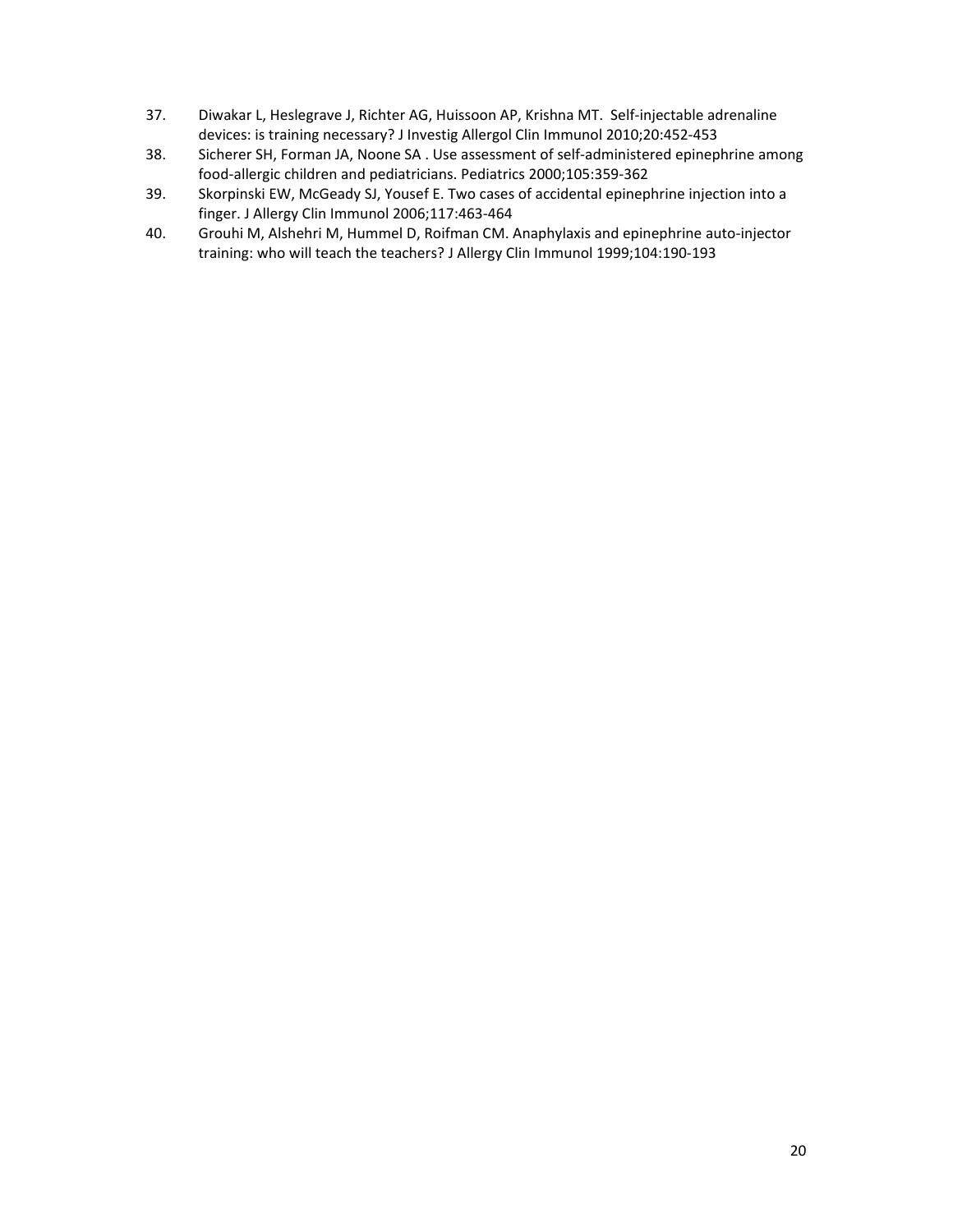37. Diwakar L, Heslegrave J, Richter AG, Huissoon AP, Krishna MT. Self-injectable adrenaline devices: is training necessary? J Investig Allergol Clin Immunol 2010;20:452-453
38. Sicherer SH, Forman JA, Noone SA . Use assessment of self-administered epinephrine among food-allergic children and pediatricians. Pediatrics 2000;105:359-362
39. Skorpinski EW, McGeady SJ, Yousef E. Two cases of accidental epinephrine injection into a finger. J Allergy Clin Immunol 2006;117:463-464
40. Grouhi M, Alshehri M, Hummel D, Roifman CM. Anaphylaxis and epinephrine auto-injector training: who will teach the teachers? J Allergy Clin Immunol 1999;104:190-193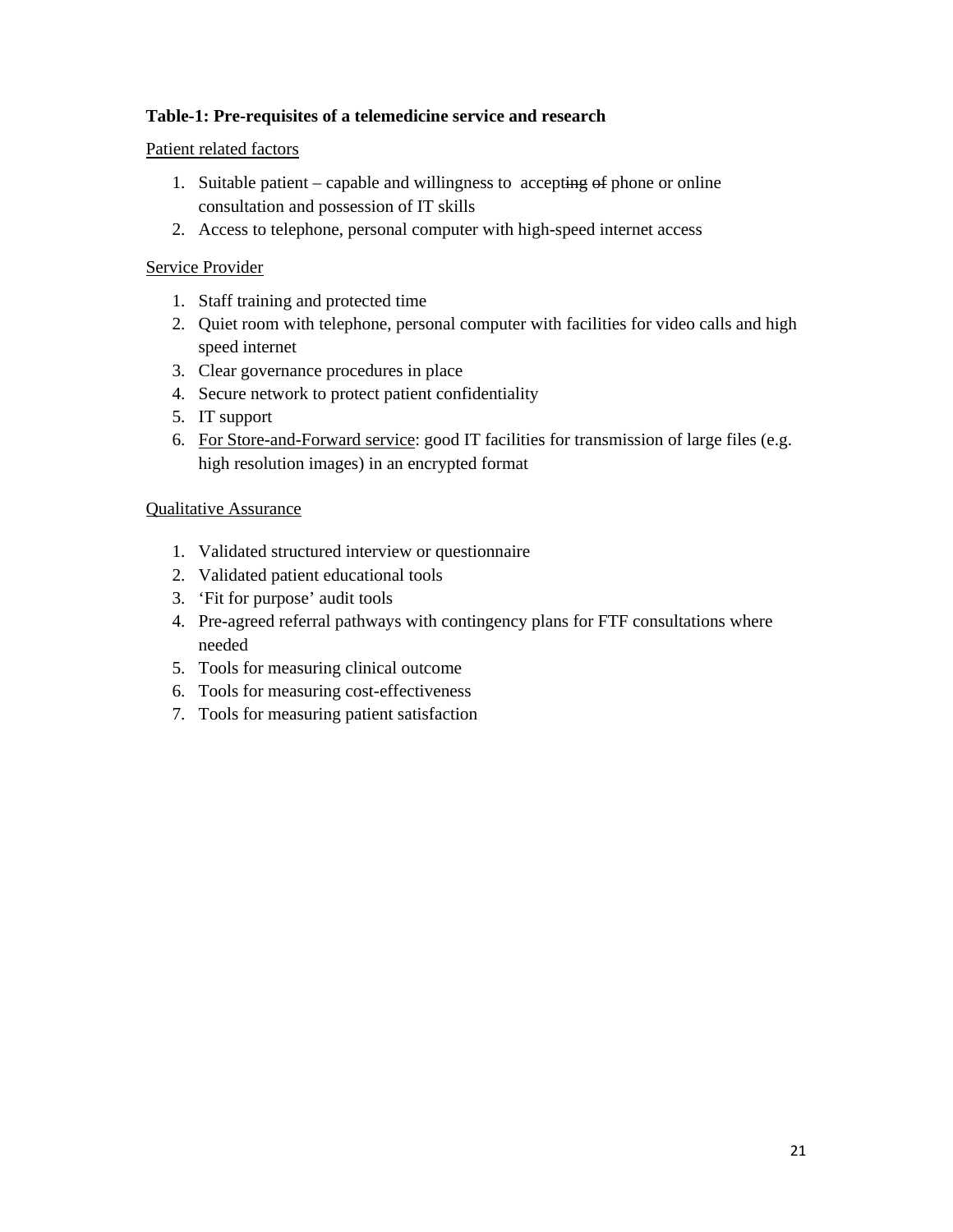**Table-1: Pre-requisites of a telemedicine service and research**

Patient related factors

1. Suitable patient – capable and willingness to accep~~ting of~~ phone or online consultation and possession of IT skills
2. Access to telephone, personal computer with high-speed internet access

Service Provider

1. Staff training and protected time
2. Quiet room with telephone, personal computer with facilities for video calls and high speed internet
3. Clear governance procedures in place
4. Secure network to protect patient confidentiality
5. IT support
6. For Store-and-Forward service: good IT facilities for transmission of large files (e.g. high resolution images) in an encrypted format

Qualitative Assurance

1. Validated structured interview or questionnaire
2. Validated patient educational tools
3. 'Fit for purpose' audit tools
4. Pre-agreed referral pathways with contingency plans for FTF consultations where needed
5. Tools for measuring clinical outcome
6. Tools for measuring cost-effectiveness
7. Tools for measuring patient satisfaction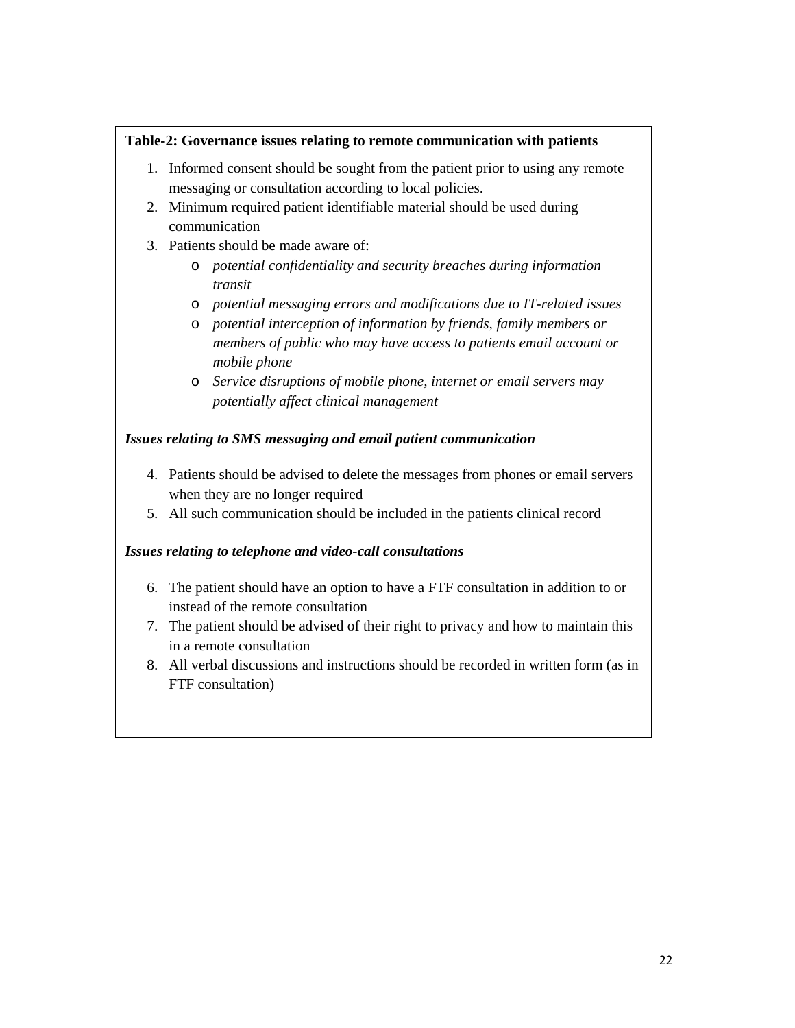**Table-2: Governance issues relating to remote communication with patients**

1. Informed consent should be sought from the patient prior to using any remote messaging or consultation according to local policies.
2. Minimum required patient identifiable material should be used during communication
3. Patients should be made aware of:
   - *potential confidentiality and security breaches during information transit*
   - *potential messaging errors and modifications due to IT-related issues*
   - *potential interception of information by friends, family members or members of public who may have access to patients email account or mobile phone*
   - *Service disruptions of mobile phone, internet or email servers may potentially affect clinical management*

***Issues relating to SMS messaging and email patient communication***

4. Patients should be advised to delete the messages from phones or email servers when they are no longer required
5. All such communication should be included in the patients clinical record

***Issues relating to telephone and video-call consultations***

6. The patient should have an option to have a FTF consultation in addition to or instead of the remote consultation
7. The patient should be advised of their right to privacy and how to maintain this in a remote consultation
8. All verbal discussions and instructions should be recorded in written form (as in FTF consultation)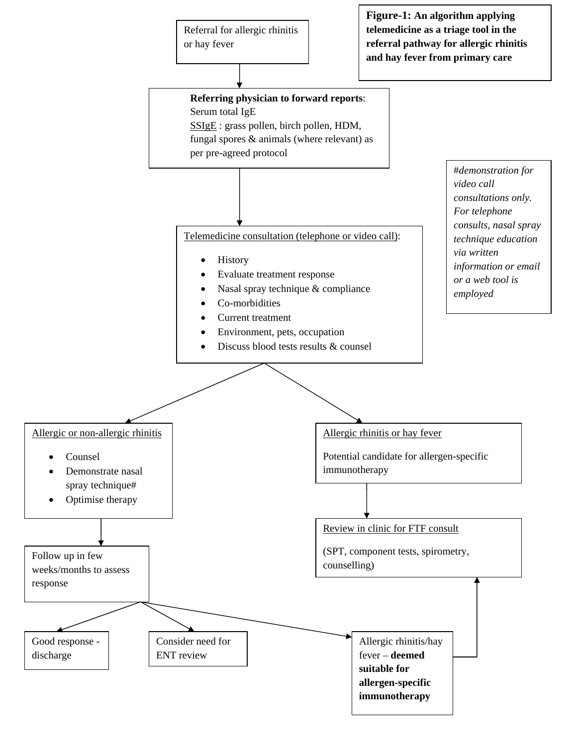**Figure-1: An algorithm applying telemedicine as a triage tool in the referral pathway for allergic rhinitis and hay fever from primary care**

Referral for allergic rhinitis or hay fever

**Referring physician to forward reports**:
Serum total IgE
SSIgE : grass pollen, birch pollen, HDM, fungal spores & animals (where relevant) as per pre-agreed protocol

Telemedicine consultation (telephone or video call):

- History
- Evaluate treatment response
- Nasal spray technique & compliance
- Co-morbidities
- Current treatment
- Environment, pets, occupation
- Discuss blood tests results & counsel

Allergic or non-allergic rhinitis

- Counsel
- Demonstrate nasal spray technique#
- Optimise therapy

Follow up in few weeks/months to assess response

Good response - discharge

Consider need for ENT review

Allergic rhinitis/hay fever – **deemed suitable for allergen-specific immunotherapy**

Allergic rhinitis or hay fever

Potential candidate for allergen-specific immunotherapy

Review in clinic for FTF consult

(SPT, component tests, spirometry, counselling)

*#demonstration for video call consultations only. For telephone consults, nasal spray technique education via written information or email or a web tool is employed*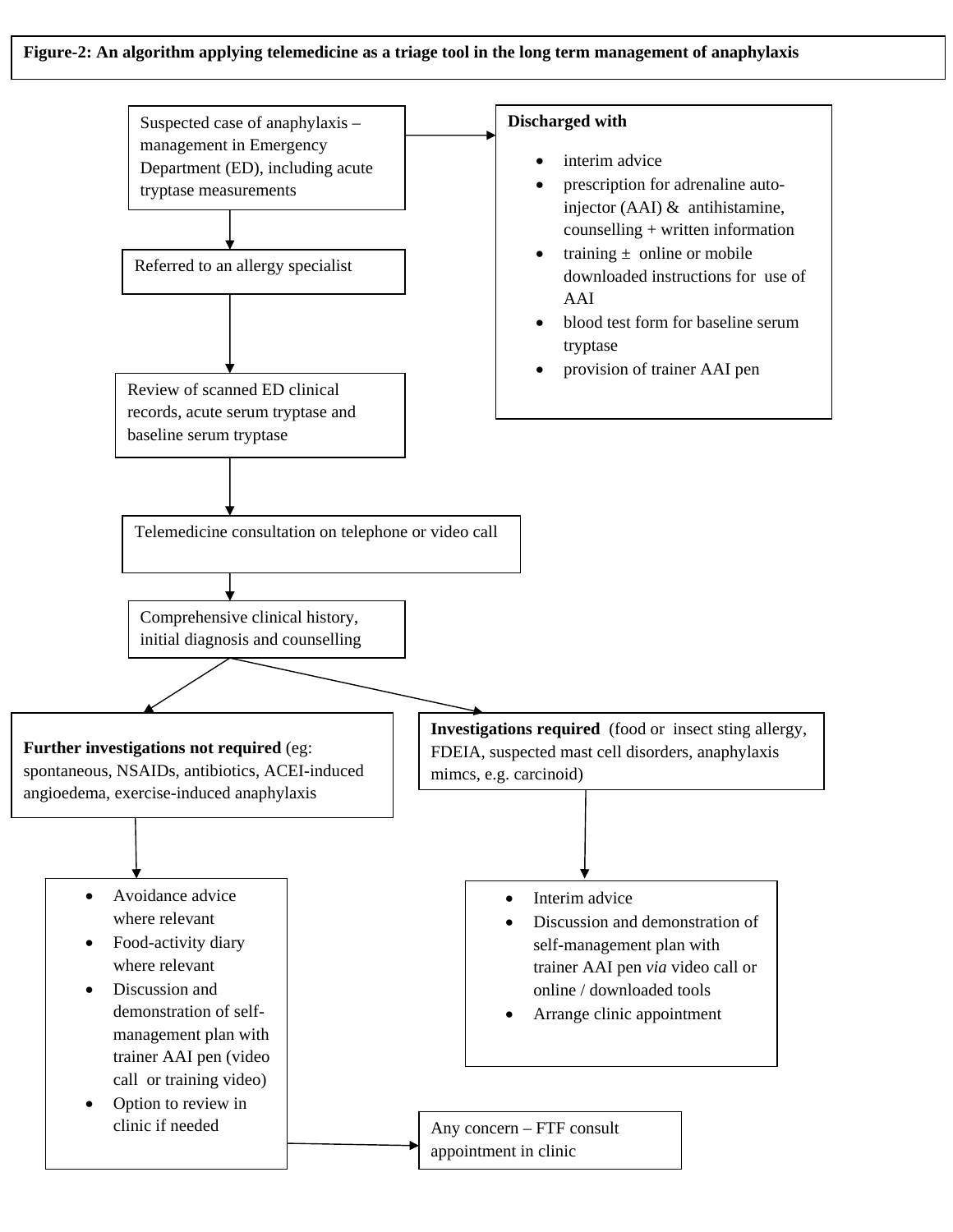**Figure-2: An algorithm applying telemedicine as a triage tool in the long term management of anaphylaxis**

Suspected case of anaphylaxis – management in Emergency Department (ED), including acute tryptase measurements

**Discharged with**

- interim advice
- prescription for adrenaline auto-injector (AAI) & antihistamine, counselling + written information
- training ± online or mobile downloaded instructions for use of AAI
- blood test form for baseline serum tryptase
- provision of trainer AAI pen

Referred to an allergy specialist

Review of scanned ED clinical records, acute serum tryptase and baseline serum tryptase

Telemedicine consultation on telephone or video call

Comprehensive clinical history, initial diagnosis and counselling

**Further investigations not required** (eg: spontaneous, NSAIDs, antibiotics, ACEI-induced angioedema, exercise-induced anaphylaxis

- Avoidance advice where relevant
- Food-activity diary where relevant
- Discussion and demonstration of self-management plan with trainer AAI pen (video call or training video)
- Option to review in clinic if needed

Any concern – FTF consult appointment in clinic

**Investigations required** (food or insect sting allergy, FDEIA, suspected mast cell disorders, anaphylaxis mimcs, e.g. carcinoid)

- Interim advice
- Discussion and demonstration of self-management plan with trainer AAI pen *via* video call or online / downloaded tools
- Arrange clinic appointment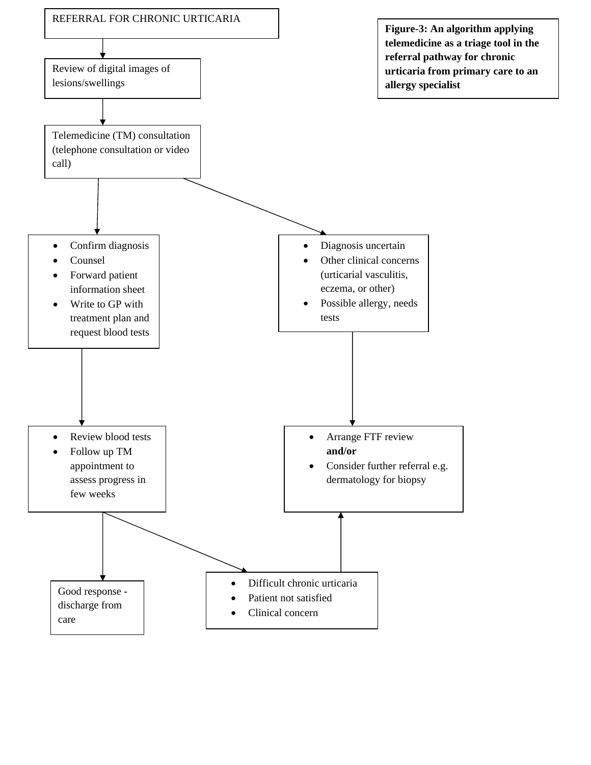**Figure-3: An algorithm applying telemedicine as a triage tool in the referral pathway for chronic urticaria from primary care to an allergy specialist**

REFERRAL FOR CHRONIC URTICARIA

Review of digital images of lesions/swellings

Telemedicine (TM) consultation (telephone consultation or video call)

- Confirm diagnosis
- Counsel
- Forward patient information sheet
- Write to GP with treatment plan and request blood tests

- Diagnosis uncertain
- Other clinical concerns (urticarial vasculitis, eczema, or other)
- Possible allergy, needs tests

- Review blood tests
- Follow up TM appointment to assess progress in few weeks

- Arrange FTF review **and/or**
- Consider further referral e.g. dermatology for biopsy

Good response - discharge from care

- Difficult chronic urticaria
- Patient not satisfied
- Clinical concern